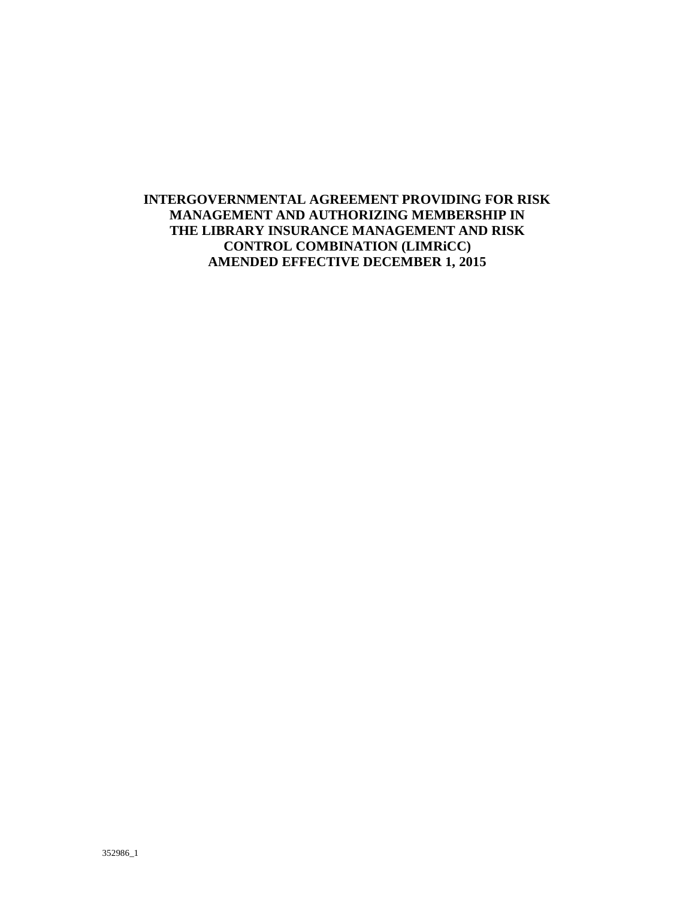# INTERGOVERNMENTAL AGREEMENT PROVIDING FOR RISK MANAGEMENT AND AUTHORIZING MEMBERSHIP IN THE LIBRARY INSURANCE MANAGEMENT AND RISK CONTROL COMBINATION (LIMRiCC) AMENDED EFFECTIVE DECEMBER 1, 2015

352986_1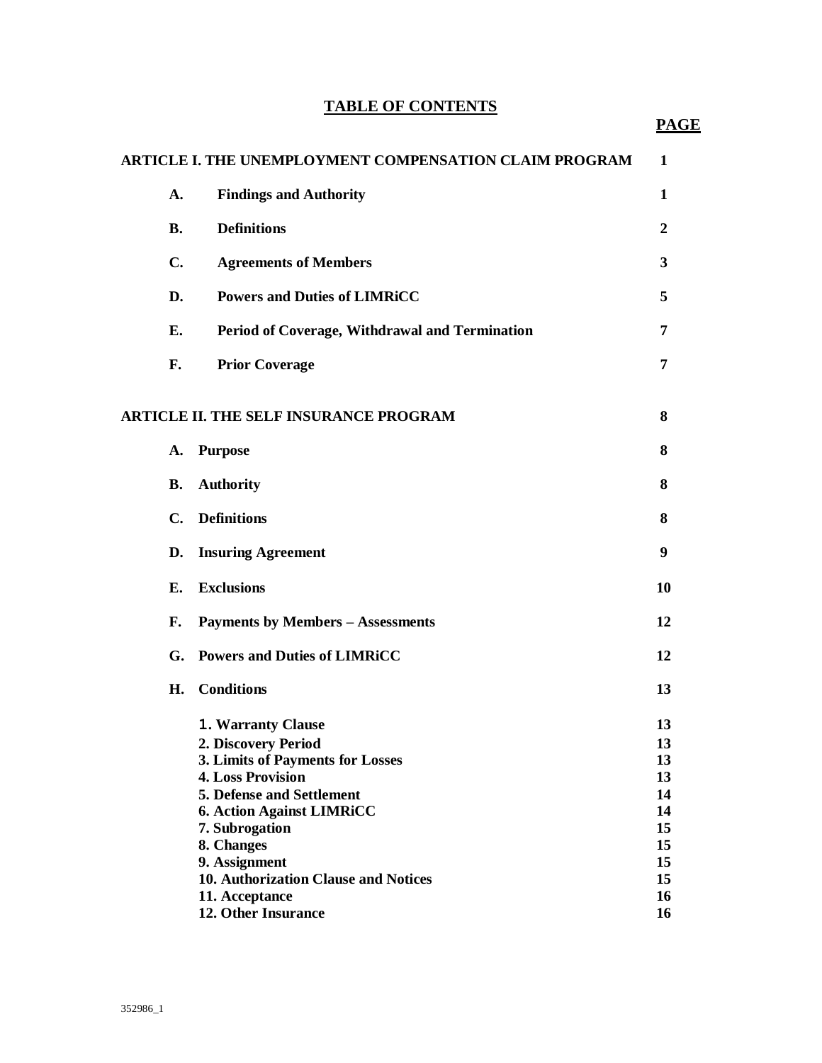# TABLE OF CONTENTS

| | PAGE |
|---|---|
| **ARTICLE I. THE UNEMPLOYMENT COMPENSATION CLAIM PROGRAM** | **1** |
| **A. Findings and Authority** | **1** |
| **B. Definitions** | **2** |
| **C. Agreements of Members** | **3** |
| **D. Powers and Duties of LIMRiCC** | **5** |
| **E. Period of Coverage, Withdrawal and Termination** | **7** |
| **F. Prior Coverage** | **7** |
| **ARTICLE II. THE SELF INSURANCE PROGRAM** | **8** |
| **A. Purpose** | **8** |
| **B. Authority** | **8** |
| **C. Definitions** | **8** |
| **D. Insuring Agreement** | **9** |
| **E. Exclusions** | **10** |
| **F. Payments by Members – Assessments** | **12** |
| **G. Powers and Duties of LIMRiCC** | **12** |
| **H. Conditions** | **13** |
| **1. Warranty Clause** | **13** |
| **2. Discovery Period** | **13** |
| **3. Limits of Payments for Losses** | **13** |
| **4. Loss Provision** | **13** |
| **5. Defense and Settlement** | **14** |
| **6. Action Against LIMRiCC** | **14** |
| **7. Subrogation** | **15** |
| **8. Changes** | **15** |
| **9. Assignment** | **15** |
| **10. Authorization Clause and Notices** | **15** |
| **11. Acceptance** | **16** |
| **12. Other Insurance** | **16** |

352986_1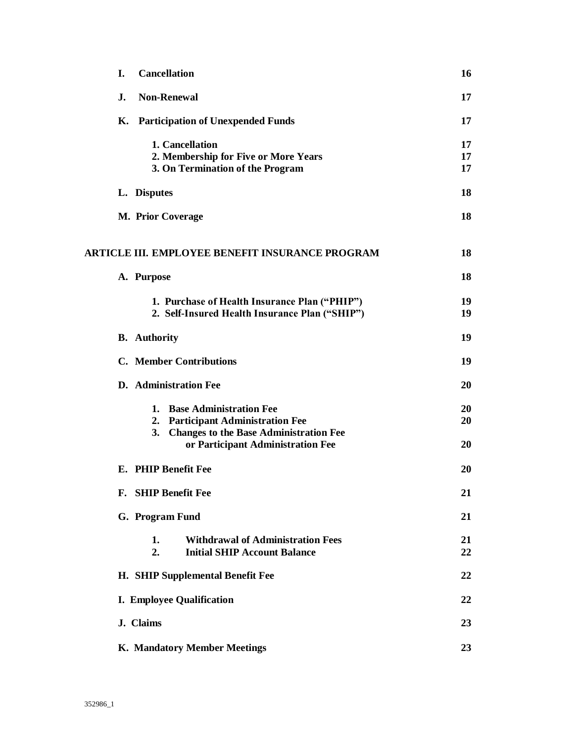| | |
|---|---|
| **I. Cancellation** | **16** |
| **J. Non-Renewal** | **17** |
| **K. Participation of Unexpended Funds** | **17** |
| **1. Cancellation** | **17** |
| **2. Membership for Five or More Years** | **17** |
| **3. On Termination of the Program** | **17** |
| **L. Disputes** | **18** |
| **M. Prior Coverage** | **18** |
| **ARTICLE III. EMPLOYEE BENEFIT INSURANCE PROGRAM** | **18** |
| **A. Purpose** | **18** |
| **1. Purchase of Health Insurance Plan ("PHIP")** | **19** |
| **2. Self-Insured Health Insurance Plan ("SHIP")** | **19** |
| **B. Authority** | **19** |
| **C. Member Contributions** | **19** |
| **D. Administration Fee** | **20** |
| **1. Base Administration Fee** | **20** |
| **2. Participant Administration Fee** | **20** |
| **3. Changes to the Base Administration Fee or Participant Administration Fee** | **20** |
| **E. PHIP Benefit Fee** | **20** |
| **F. SHIP Benefit Fee** | **21** |
| **G. Program Fund** | **21** |
| **1. Withdrawal of Administration Fees** | **21** |
| **2. Initial SHIP Account Balance** | **22** |
| **H. SHIP Supplemental Benefit Fee** | **22** |
| **I. Employee Qualification** | **22** |
| **J. Claims** | **23** |
| **K. Mandatory Member Meetings** | **23** |

352986_1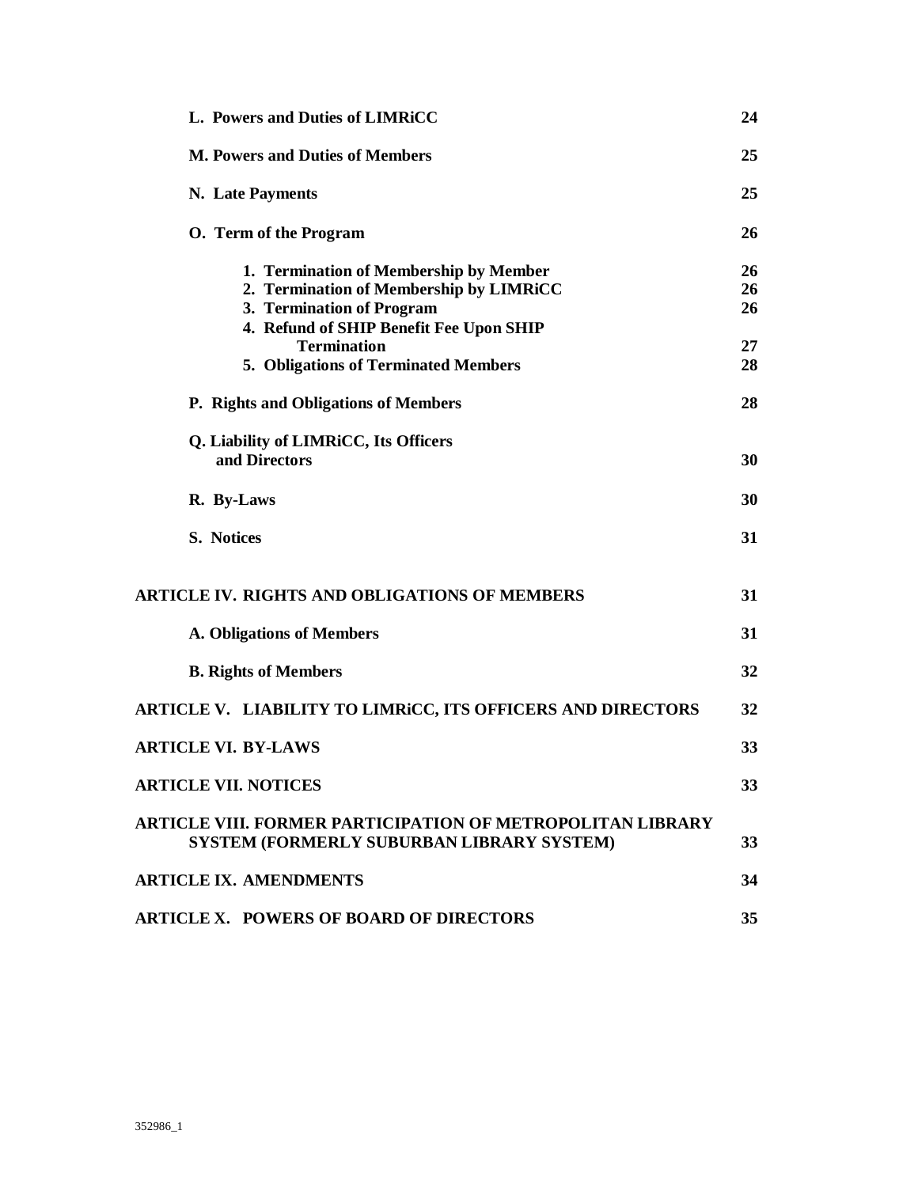| | |
|---|---|
| **L. Powers and Duties of LIMRiCC** | **24** |
| **M. Powers and Duties of Members** | **25** |
| **N. Late Payments** | **25** |
| **O. Term of the Program** | **26** |
| **1. Termination of Membership by Member** | **26** |
| **2. Termination of Membership by LIMRiCC** | **26** |
| **3. Termination of Program** | **26** |
| **4. Refund of SHIP Benefit Fee Upon SHIP Termination** | **27** |
| **5. Obligations of Terminated Members** | **28** |
| **P. Rights and Obligations of Members** | **28** |
| **Q. Liability of LIMRiCC, Its Officers and Directors** | **30** |
| **R. By-Laws** | **30** |
| **S. Notices** | **31** |
| **ARTICLE IV. RIGHTS AND OBLIGATIONS OF MEMBERS** | **31** |
| **A. Obligations of Members** | **31** |
| **B. Rights of Members** | **32** |
| **ARTICLE V. LIABILITY TO LIMRiCC, ITS OFFICERS AND DIRECTORS** | **32** |
| **ARTICLE VI. BY-LAWS** | **33** |
| **ARTICLE VII. NOTICES** | **33** |
| **ARTICLE VIII. FORMER PARTICIPATION OF METROPOLITAN LIBRARY SYSTEM (FORMERLY SUBURBAN LIBRARY SYSTEM)** | **33** |
| **ARTICLE IX. AMENDMENTS** | **34** |
| **ARTICLE X. POWERS OF BOARD OF DIRECTORS** | **35** |

352986_1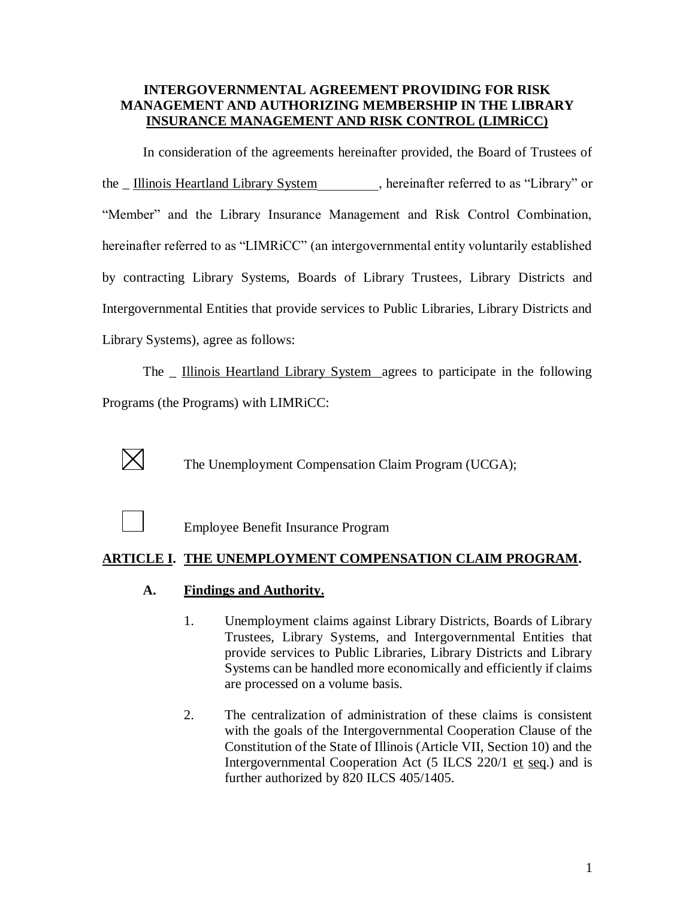**INTERGOVERNMENTAL AGREEMENT PROVIDING FOR RISK MANAGEMENT AND AUTHORIZING MEMBERSHIP IN THE LIBRARY INSURANCE MANAGEMENT AND RISK CONTROL (LIMRiCC)**

In consideration of the agreements hereinafter provided, the Board of Trustees of the _ Illinois Heartland Library System_________, hereinafter referred to as "Library" or "Member" and the Library Insurance Management and Risk Control Combination, hereinafter referred to as "LIMRiCC" (an intergovernmental entity voluntarily established by contracting Library Systems, Boards of Library Trustees, Library Districts and Intergovernmental Entities that provide services to Public Libraries, Library Districts and Library Systems), agree as follows:

The _ Illinois Heartland Library System_ agrees to participate in the following Programs (the Programs) with LIMRiCC:

☒ The Unemployment Compensation Claim Program (UCGA);

☐ Employee Benefit Insurance Program

## ARTICLE I. THE UNEMPLOYMENT COMPENSATION CLAIM PROGRAM.

### A. Findings and Authority.

1. Unemployment claims against Library Districts, Boards of Library Trustees, Library Systems, and Intergovernmental Entities that provide services to Public Libraries, Library Districts and Library Systems can be handled more economically and efficiently if claims are processed on a volume basis.

2. The centralization of administration of these claims is consistent with the goals of the Intergovernmental Cooperation Clause of the Constitution of the State of Illinois (Article VII, Section 10) and the Intergovernmental Cooperation Act (5 ILCS 220/1 et seq.) and is further authorized by 820 ILCS 405/1405.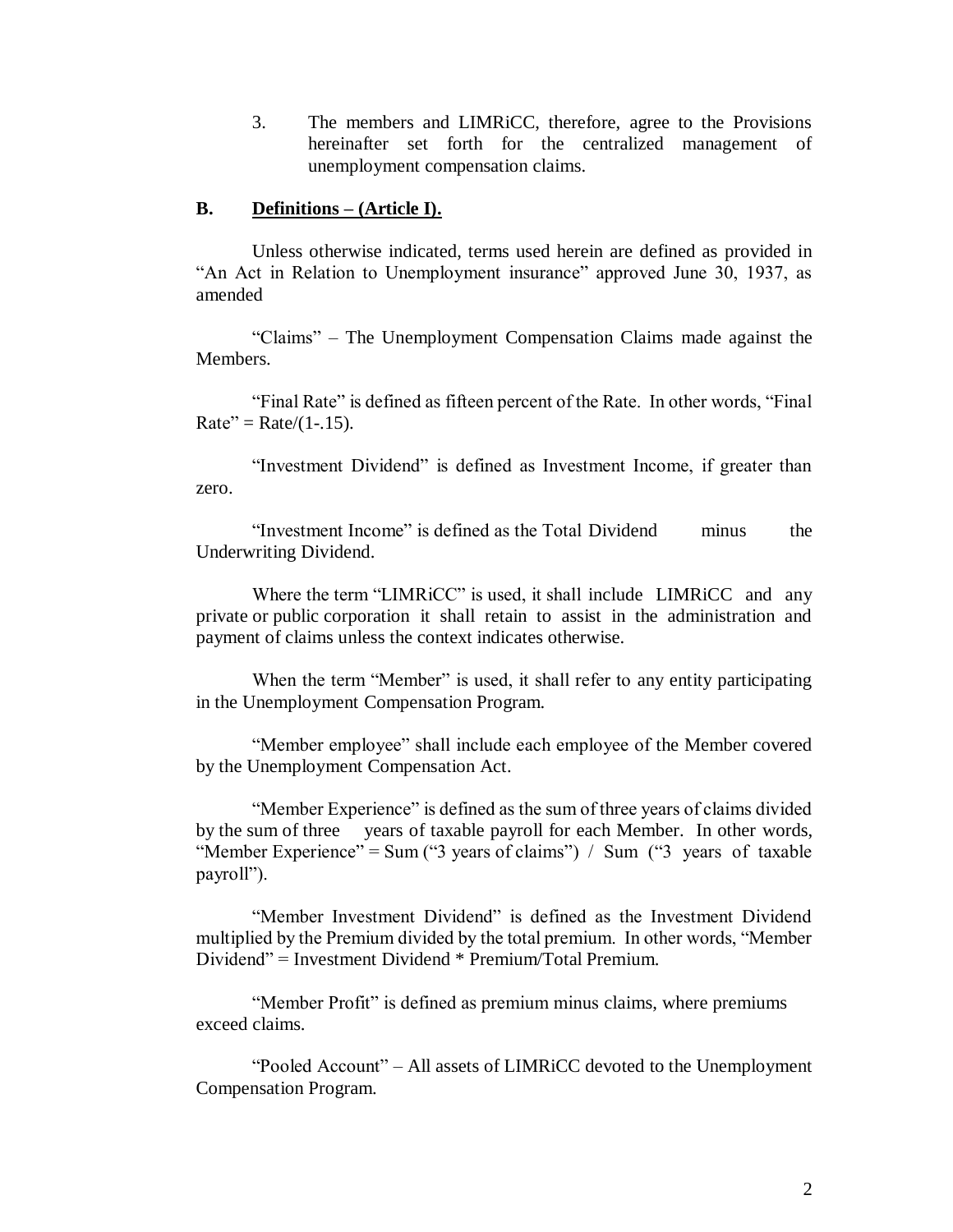3. The members and LIMRiCC, therefore, agree to the Provisions hereinafter set forth for the centralized management of unemployment compensation claims.

## B. Definitions – (Article I).

Unless otherwise indicated, terms used herein are defined as provided in "An Act in Relation to Unemployment insurance" approved June 30, 1937, as amended

"Claims" – The Unemployment Compensation Claims made against the Members.

"Final Rate" is defined as fifteen percent of the Rate. In other words, "Final Rate" = Rate/(1-.15).

"Investment Dividend" is defined as Investment Income, if greater than zero.

"Investment Income" is defined as the Total Dividend minus the Underwriting Dividend.

Where the term "LIMRiCC" is used, it shall include LIMRiCC and any private or public corporation it shall retain to assist in the administration and payment of claims unless the context indicates otherwise.

When the term "Member" is used, it shall refer to any entity participating in the Unemployment Compensation Program.

"Member employee" shall include each employee of the Member covered by the Unemployment Compensation Act.

"Member Experience" is defined as the sum of three years of claims divided by the sum of three years of taxable payroll for each Member. In other words, "Member Experience" = Sum ("3 years of claims") / Sum ("3 years of taxable payroll").

"Member Investment Dividend" is defined as the Investment Dividend multiplied by the Premium divided by the total premium. In other words, "Member Dividend" = Investment Dividend * Premium/Total Premium.

"Member Profit" is defined as premium minus claims, where premiums exceed claims.

"Pooled Account" – All assets of LIMRiCC devoted to the Unemployment Compensation Program.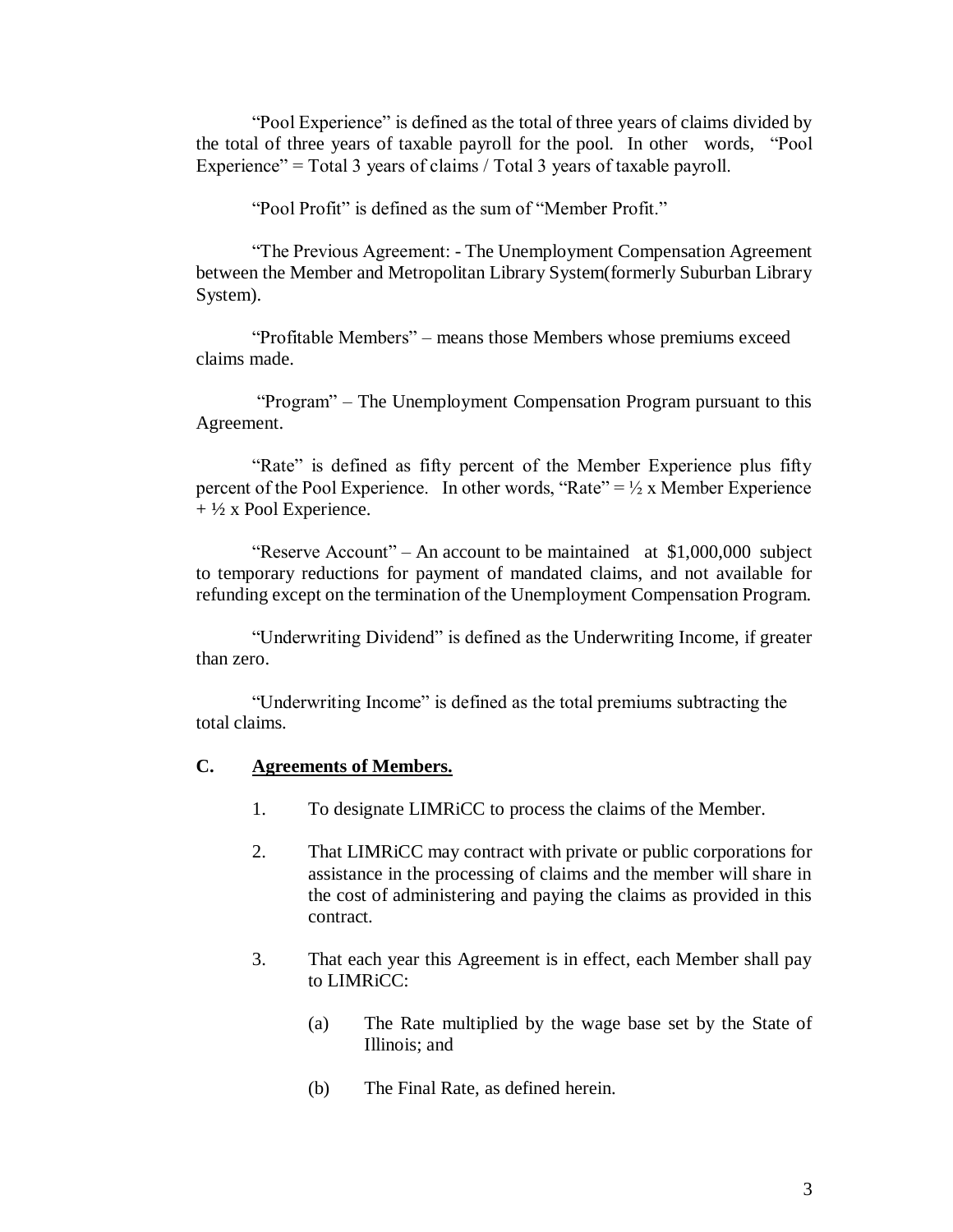"Pool Experience" is defined as the total of three years of claims divided by the total of three years of taxable payroll for the pool. In other words, "Pool Experience" = Total 3 years of claims / Total 3 years of taxable payroll.

"Pool Profit" is defined as the sum of "Member Profit."

"The Previous Agreement: - The Unemployment Compensation Agreement between the Member and Metropolitan Library System(formerly Suburban Library System).

"Profitable Members" – means those Members whose premiums exceed claims made.

"Program" – The Unemployment Compensation Program pursuant to this Agreement.

"Rate" is defined as fifty percent of the Member Experience plus fifty percent of the Pool Experience. In other words, "Rate" = ½ x Member Experience + ½ x Pool Experience.

"Reserve Account" – An account to be maintained at $1,000,000 subject to temporary reductions for payment of mandated claims, and not available for refunding except on the termination of the Unemployment Compensation Program.

"Underwriting Dividend" is defined as the Underwriting Income, if greater than zero.

"Underwriting Income" is defined as the total premiums subtracting the total claims.

## C. Agreements of Members.

1. To designate LIMRiCC to process the claims of the Member.

2. That LIMRiCC may contract with private or public corporations for assistance in the processing of claims and the member will share in the cost of administering and paying the claims as provided in this contract.

3. That each year this Agreement is in effect, each Member shall pay to LIMRiCC:

   (a) The Rate multiplied by the wage base set by the State of Illinois; and

   (b) The Final Rate, as defined herein.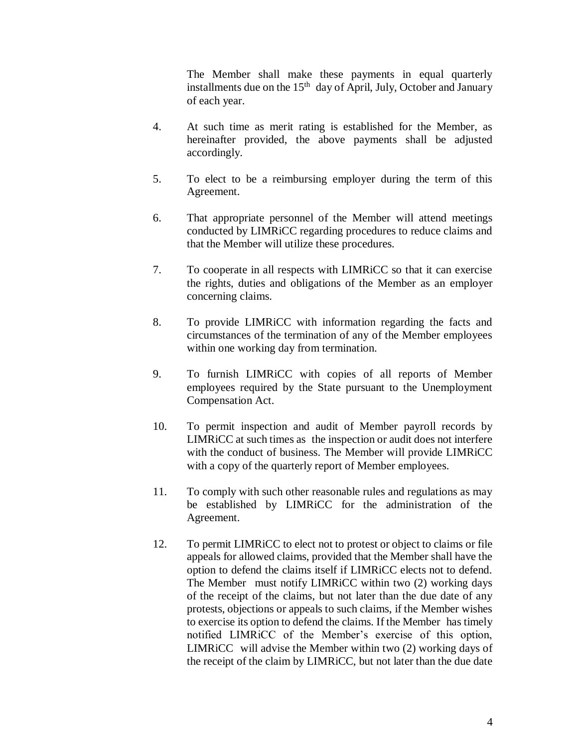The Member shall make these payments in equal quarterly installments due on the 15th day of April, July, October and January of each year.

4. At such time as merit rating is established for the Member, as hereinafter provided, the above payments shall be adjusted accordingly.

5. To elect to be a reimbursing employer during the term of this Agreement.

6. That appropriate personnel of the Member will attend meetings conducted by LIMRiCC regarding procedures to reduce claims and that the Member will utilize these procedures.

7. To cooperate in all respects with LIMRiCC so that it can exercise the rights, duties and obligations of the Member as an employer concerning claims.

8. To provide LIMRiCC with information regarding the facts and circumstances of the termination of any of the Member employees within one working day from termination.

9. To furnish LIMRiCC with copies of all reports of Member employees required by the State pursuant to the Unemployment Compensation Act.

10. To permit inspection and audit of Member payroll records by LIMRiCC at such times as the inspection or audit does not interfere with the conduct of business. The Member will provide LIMRiCC with a copy of the quarterly report of Member employees.

11. To comply with such other reasonable rules and regulations as may be established by LIMRiCC for the administration of the Agreement.

12. To permit LIMRiCC to elect not to protest or object to claims or file appeals for allowed claims, provided that the Member shall have the option to defend the claims itself if LIMRiCC elects not to defend. The Member must notify LIMRiCC within two (2) working days of the receipt of the claims, but not later than the due date of any protests, objections or appeals to such claims, if the Member wishes to exercise its option to defend the claims. If the Member has timely notified LIMRiCC of the Member's exercise of this option, LIMRiCC will advise the Member within two (2) working days of the receipt of the claim by LIMRiCC, but not later than the due date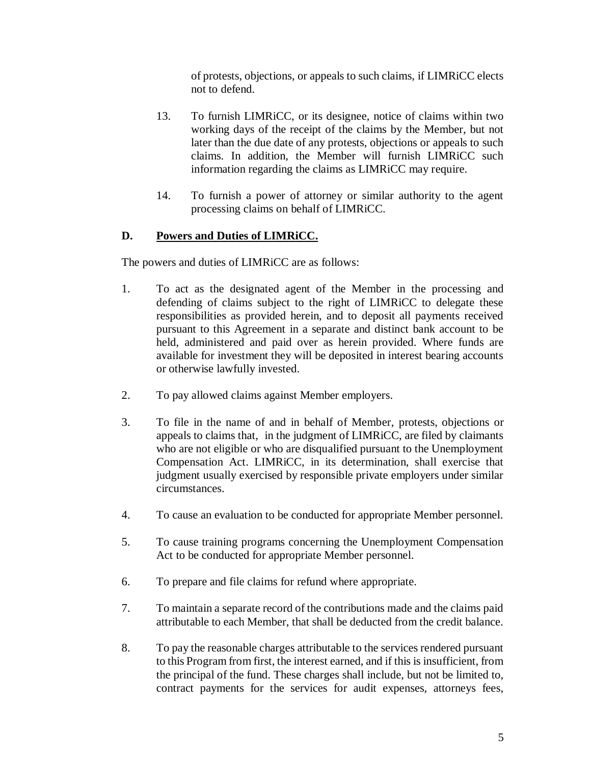of protests, objections, or appeals to such claims, if LIMRiCC elects not to defend.

13. To furnish LIMRiCC, or its designee, notice of claims within two working days of the receipt of the claims by the Member, but not later than the due date of any protests, objections or appeals to such claims. In addition, the Member will furnish LIMRiCC such information regarding the claims as LIMRiCC may require.

14. To furnish a power of attorney or similar authority to the agent processing claims on behalf of LIMRiCC.

### D. **Powers and Duties of LIMRiCC.**

The powers and duties of LIMRiCC are as follows:

1. To act as the designated agent of the Member in the processing and defending of claims subject to the right of LIMRiCC to delegate these responsibilities as provided herein, and to deposit all payments received pursuant to this Agreement in a separate and distinct bank account to be held, administered and paid over as herein provided. Where funds are available for investment they will be deposited in interest bearing accounts or otherwise lawfully invested.

2. To pay allowed claims against Member employers.

3. To file in the name of and in behalf of Member, protests, objections or appeals to claims that, in the judgment of LIMRiCC, are filed by claimants who are not eligible or who are disqualified pursuant to the Unemployment Compensation Act. LIMRiCC, in its determination, shall exercise that judgment usually exercised by responsible private employers under similar circumstances.

4. To cause an evaluation to be conducted for appropriate Member personnel.

5. To cause training programs concerning the Unemployment Compensation Act to be conducted for appropriate Member personnel.

6. To prepare and file claims for refund where appropriate.

7. To maintain a separate record of the contributions made and the claims paid attributable to each Member, that shall be deducted from the credit balance.

8. To pay the reasonable charges attributable to the services rendered pursuant to this Program from first, the interest earned, and if this is insufficient, from the principal of the fund. These charges shall include, but not be limited to, contract payments for the services for audit expenses, attorneys fees,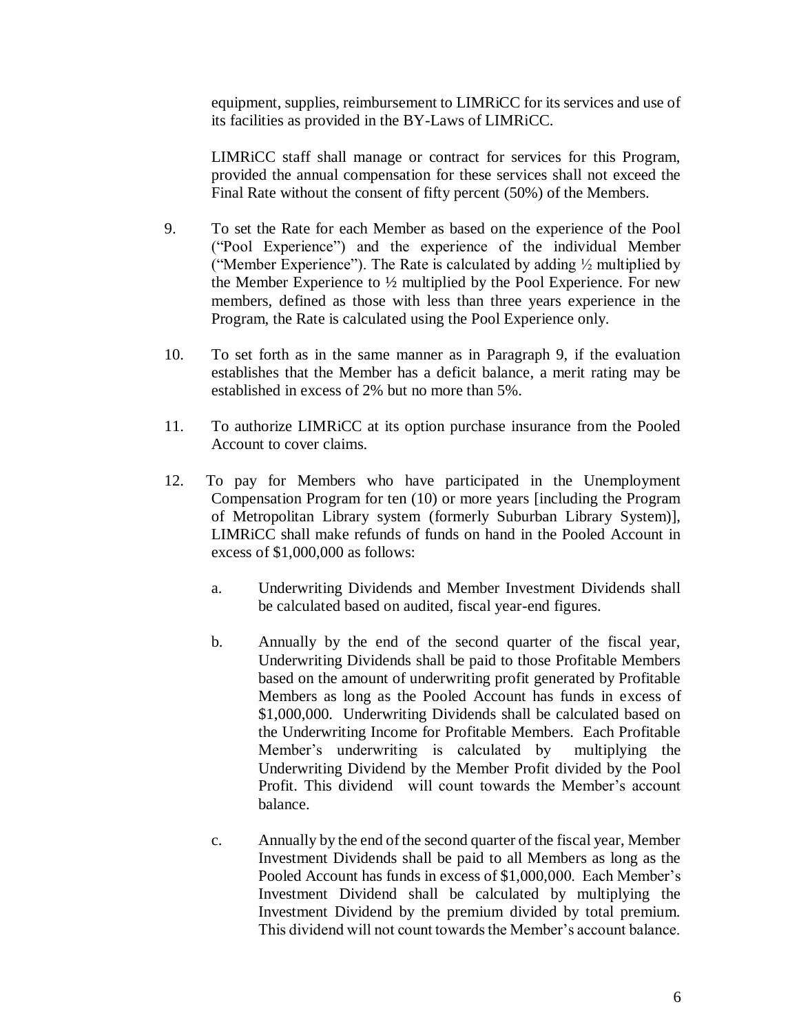equipment, supplies, reimbursement to LIMRiCC for its services and use of its facilities as provided in the BY-Laws of LIMRiCC.

LIMRiCC staff shall manage or contract for services for this Program, provided the annual compensation for these services shall not exceed the Final Rate without the consent of fifty percent (50%) of the Members.

9. To set the Rate for each Member as based on the experience of the Pool ("Pool Experience") and the experience of the individual Member ("Member Experience"). The Rate is calculated by adding ½ multiplied by the Member Experience to ½ multiplied by the Pool Experience. For new members, defined as those with less than three years experience in the Program, the Rate is calculated using the Pool Experience only.

10. To set forth as in the same manner as in Paragraph 9, if the evaluation establishes that the Member has a deficit balance, a merit rating may be established in excess of 2% but no more than 5%.

11. To authorize LIMRiCC at its option purchase insurance from the Pooled Account to cover claims.

12. To pay for Members who have participated in the Unemployment Compensation Program for ten (10) or more years [including the Program of Metropolitan Library system (formerly Suburban Library System)], LIMRiCC shall make refunds of funds on hand in the Pooled Account in excess of $1,000,000 as follows:

    a. Underwriting Dividends and Member Investment Dividends shall be calculated based on audited, fiscal year-end figures.

    b. Annually by the end of the second quarter of the fiscal year, Underwriting Dividends shall be paid to those Profitable Members based on the amount of underwriting profit generated by Profitable Members as long as the Pooled Account has funds in excess of $1,000,000. Underwriting Dividends shall be calculated based on the Underwriting Income for Profitable Members. Each Profitable Member's underwriting is calculated by multiplying the Underwriting Dividend by the Member Profit divided by the Pool Profit. This dividend will count towards the Member's account balance.

    c. Annually by the end of the second quarter of the fiscal year, Member Investment Dividends shall be paid to all Members as long as the Pooled Account has funds in excess of $1,000,000. Each Member's Investment Dividend shall be calculated by multiplying the Investment Dividend by the premium divided by total premium. This dividend will not count towards the Member's account balance.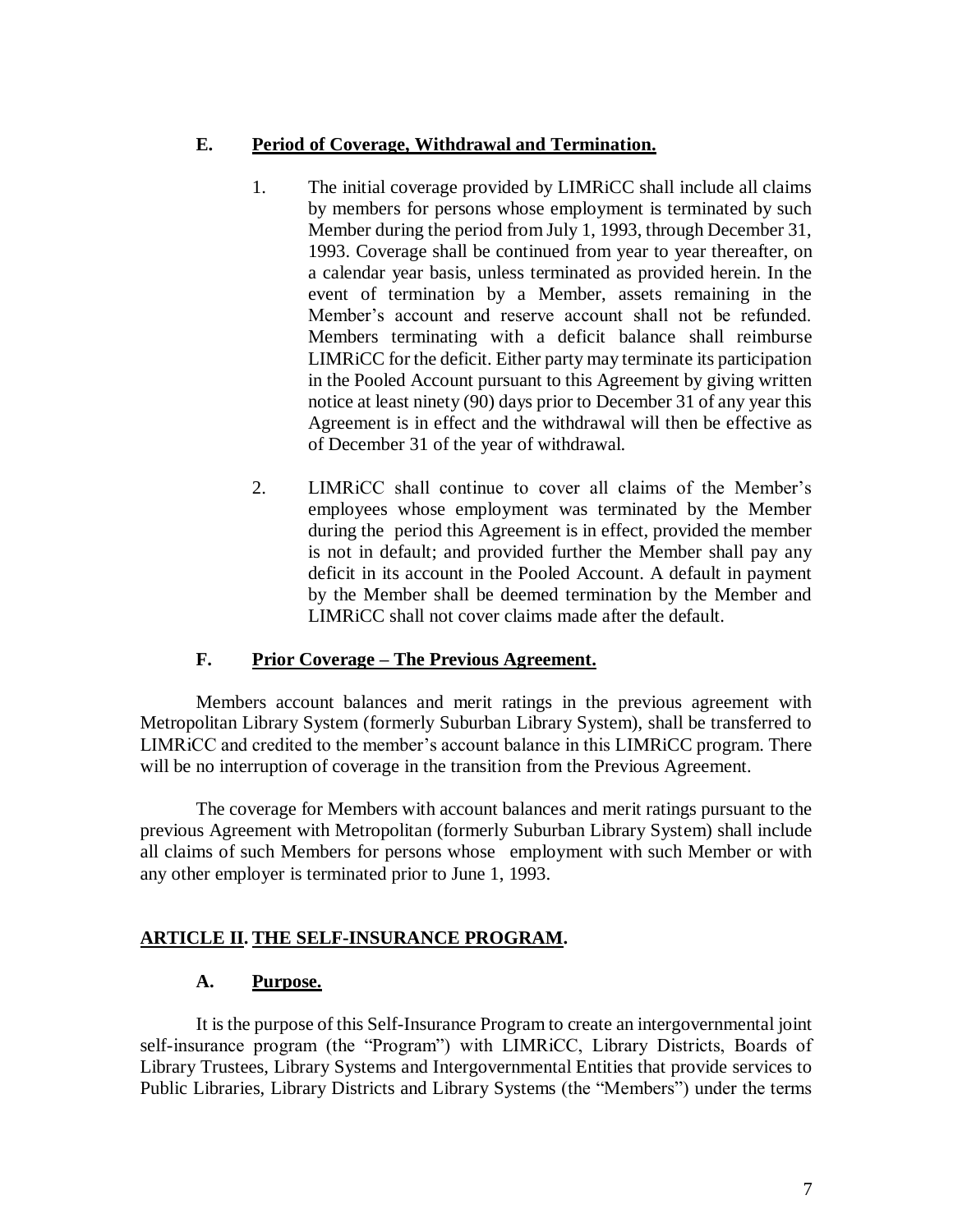### E. <u>Period of Coverage, Withdrawal and Termination.</u>

1. The initial coverage provided by LIMRiCC shall include all claims by members for persons whose employment is terminated by such Member during the period from July 1, 1993, through December 31, 1993. Coverage shall be continued from year to year thereafter, on a calendar year basis, unless terminated as provided herein. In the event of termination by a Member, assets remaining in the Member's account and reserve account shall not be refunded. Members terminating with a deficit balance shall reimburse LIMRiCC for the deficit. Either party may terminate its participation in the Pooled Account pursuant to this Agreement by giving written notice at least ninety (90) days prior to December 31 of any year this Agreement is in effect and the withdrawal will then be effective as of December 31 of the year of withdrawal.

2. LIMRiCC shall continue to cover all claims of the Member's employees whose employment was terminated by the Member during the period this Agreement is in effect, provided the member is not in default; and provided further the Member shall pay any deficit in its account in the Pooled Account. A default in payment by the Member shall be deemed termination by the Member and LIMRiCC shall not cover claims made after the default.

### F. <u>Prior Coverage – The Previous Agreement.</u>

Members account balances and merit ratings in the previous agreement with Metropolitan Library System (formerly Suburban Library System), shall be transferred to LIMRiCC and credited to the member's account balance in this LIMRiCC program. There will be no interruption of coverage in the transition from the Previous Agreement.

The coverage for Members with account balances and merit ratings pursuant to the previous Agreement with Metropolitan (formerly Suburban Library System) shall include all claims of such Members for persons whose employment with such Member or with any other employer is terminated prior to June 1, 1993.

## <u>ARTICLE II. THE SELF-INSURANCE PROGRAM.</u>

### A. <u>Purpose.</u>

It is the purpose of this Self-Insurance Program to create an intergovernmental joint self-insurance program (the "Program") with LIMRiCC, Library Districts, Boards of Library Trustees, Library Systems and Intergovernmental Entities that provide services to Public Libraries, Library Districts and Library Systems (the "Members") under the terms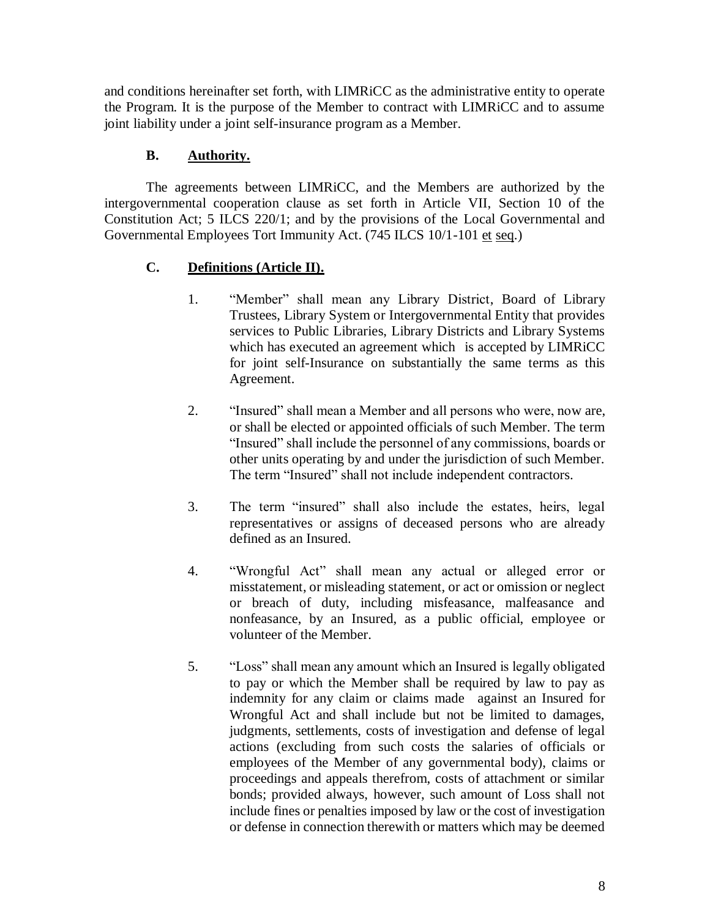and conditions hereinafter set forth, with LIMRiCC as the administrative entity to operate the Program. It is the purpose of the Member to contract with LIMRiCC and to assume joint liability under a joint self-insurance program as a Member.

### B. Authority.

The agreements between LIMRiCC, and the Members are authorized by the intergovernmental cooperation clause as set forth in Article VII, Section 10 of the Constitution Act; 5 ILCS 220/1; and by the provisions of the Local Governmental and Governmental Employees Tort Immunity Act. (745 ILCS 10/1-101 et seq.)

### C. Definitions (Article II).

1. "Member" shall mean any Library District, Board of Library Trustees, Library System or Intergovernmental Entity that provides services to Public Libraries, Library Districts and Library Systems which has executed an agreement which is accepted by LIMRiCC for joint self-Insurance on substantially the same terms as this Agreement.

2. "Insured" shall mean a Member and all persons who were, now are, or shall be elected or appointed officials of such Member. The term "Insured" shall include the personnel of any commissions, boards or other units operating by and under the jurisdiction of such Member. The term "Insured" shall not include independent contractors.

3. The term "insured" shall also include the estates, heirs, legal representatives or assigns of deceased persons who are already defined as an Insured.

4. "Wrongful Act" shall mean any actual or alleged error or misstatement, or misleading statement, or act or omission or neglect or breach of duty, including misfeasance, malfeasance and nonfeasance, by an Insured, as a public official, employee or volunteer of the Member.

5. "Loss" shall mean any amount which an Insured is legally obligated to pay or which the Member shall be required by law to pay as indemnity for any claim or claims made against an Insured for Wrongful Act and shall include but not be limited to damages, judgments, settlements, costs of investigation and defense of legal actions (excluding from such costs the salaries of officials or employees of the Member of any governmental body), claims or proceedings and appeals therefrom, costs of attachment or similar bonds; provided always, however, such amount of Loss shall not include fines or penalties imposed by law or the cost of investigation or defense in connection therewith or matters which may be deemed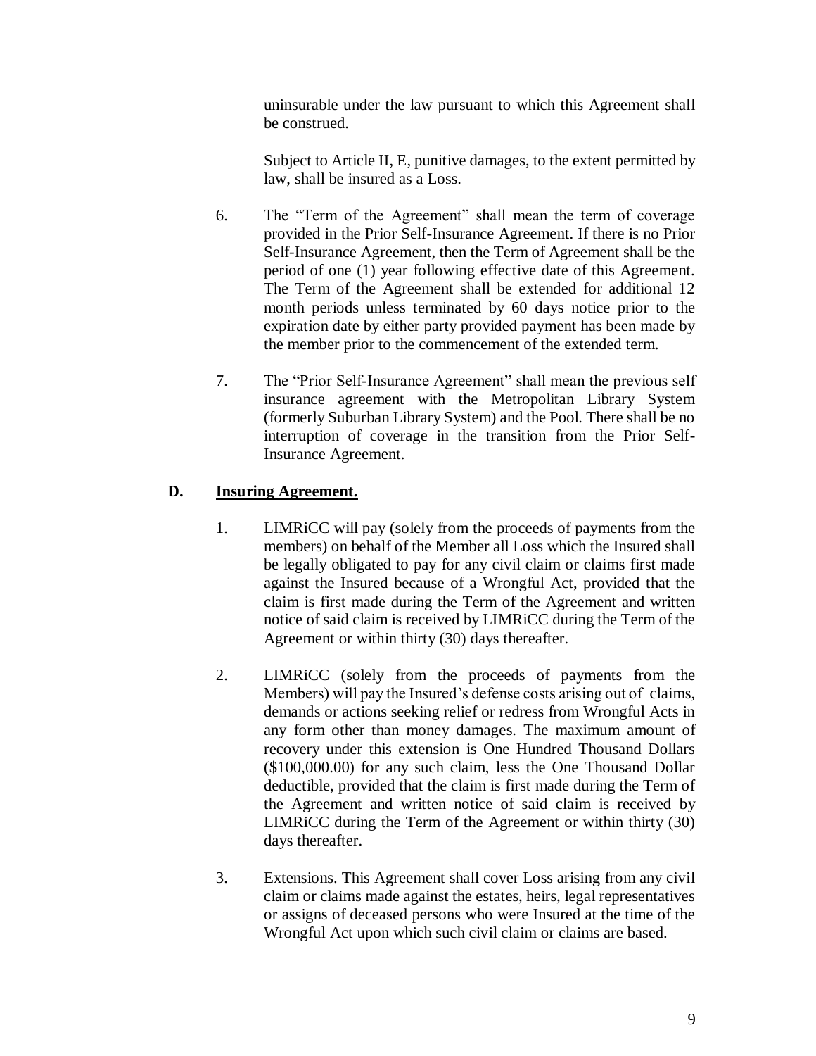uninsurable under the law pursuant to which this Agreement shall be construed.

Subject to Article II, E, punitive damages, to the extent permitted by law, shall be insured as a Loss.

6. The "Term of the Agreement" shall mean the term of coverage provided in the Prior Self-Insurance Agreement. If there is no Prior Self-Insurance Agreement, then the Term of Agreement shall be the period of one (1) year following effective date of this Agreement. The Term of the Agreement shall be extended for additional 12 month periods unless terminated by 60 days notice prior to the expiration date by either party provided payment has been made by the member prior to the commencement of the extended term.

7. The "Prior Self-Insurance Agreement" shall mean the previous self insurance agreement with the Metropolitan Library System (formerly Suburban Library System) and the Pool. There shall be no interruption of coverage in the transition from the Prior Self-Insurance Agreement.

**D. <u>Insuring Agreement.</u>**

1. LIMRiCC will pay (solely from the proceeds of payments from the members) on behalf of the Member all Loss which the Insured shall be legally obligated to pay for any civil claim or claims first made against the Insured because of a Wrongful Act, provided that the claim is first made during the Term of the Agreement and written notice of said claim is received by LIMRiCC during the Term of the Agreement or within thirty (30) days thereafter.

2. LIMRiCC (solely from the proceeds of payments from the Members) will pay the Insured's defense costs arising out of claims, demands or actions seeking relief or redress from Wrongful Acts in any form other than money damages. The maximum amount of recovery under this extension is One Hundred Thousand Dollars ($100,000.00) for any such claim, less the One Thousand Dollar deductible, provided that the claim is first made during the Term of the Agreement and written notice of said claim is received by LIMRiCC during the Term of the Agreement or within thirty (30) days thereafter.

3. Extensions. This Agreement shall cover Loss arising from any civil claim or claims made against the estates, heirs, legal representatives or assigns of deceased persons who were Insured at the time of the Wrongful Act upon which such civil claim or claims are based.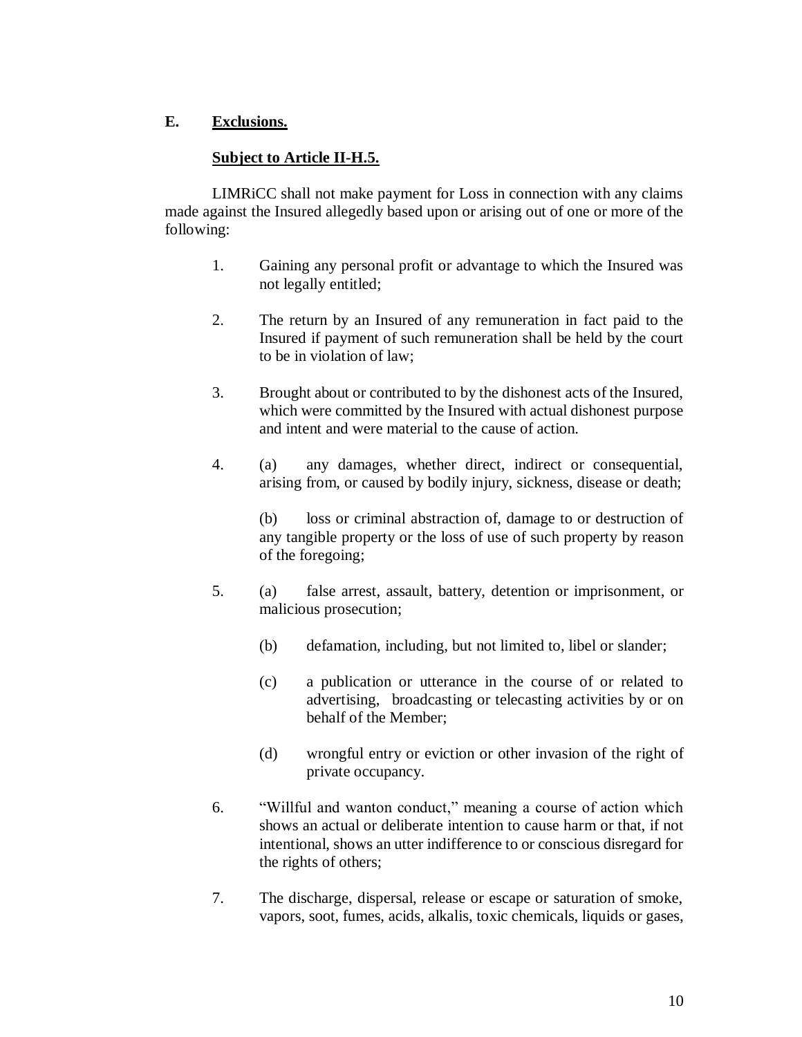**E. <u>Exclusions.</u>**

**<u>Subject to Article II-H.5.</u>**

LIMRiCC shall not make payment for Loss in connection with any claims made against the Insured allegedly based upon or arising out of one or more of the following:

1. Gaining any personal profit or advantage to which the Insured was not legally entitled;

2. The return by an Insured of any remuneration in fact paid to the Insured if payment of such remuneration shall be held by the court to be in violation of law;

3. Brought about or contributed to by the dishonest acts of the Insured, which were committed by the Insured with actual dishonest purpose and intent and were material to the cause of action.

4. (a) any damages, whether direct, indirect or consequential, arising from, or caused by bodily injury, sickness, disease or death;

   (b) loss or criminal abstraction of, damage to or destruction of any tangible property or the loss of use of such property by reason of the foregoing;

5. (a) false arrest, assault, battery, detention or imprisonment, or malicious prosecution;

   (b) defamation, including, but not limited to, libel or slander;

   (c) a publication or utterance in the course of or related to advertising, broadcasting or telecasting activities by or on behalf of the Member;

   (d) wrongful entry or eviction or other invasion of the right of private occupancy.

6. "Willful and wanton conduct," meaning a course of action which shows an actual or deliberate intention to cause harm or that, if not intentional, shows an utter indifference to or conscious disregard for the rights of others;

7. The discharge, dispersal, release or escape or saturation of smoke, vapors, soot, fumes, acids, alkalis, toxic chemicals, liquids or gases,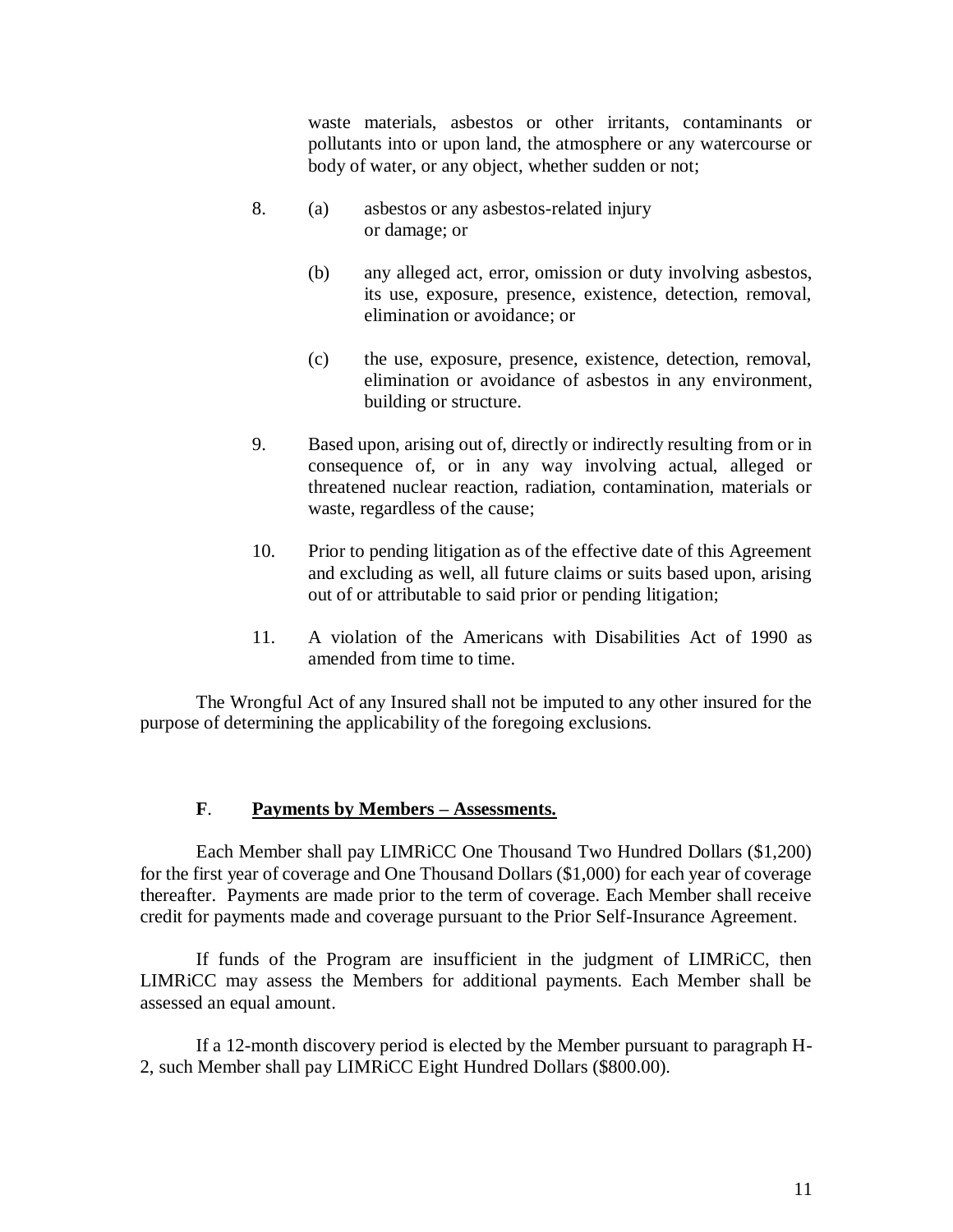waste materials, asbestos or other irritants, contaminants or pollutants into or upon land, the atmosphere or any watercourse or body of water, or any object, whether sudden or not;

8. (a) asbestos or any asbestos-related injury or damage; or

   (b) any alleged act, error, omission or duty involving asbestos, its use, exposure, presence, existence, detection, removal, elimination or avoidance; or

   (c) the use, exposure, presence, existence, detection, removal, elimination or avoidance of asbestos in any environment, building or structure.

9. Based upon, arising out of, directly or indirectly resulting from or in consequence of, or in any way involving actual, alleged or threatened nuclear reaction, radiation, contamination, materials or waste, regardless of the cause;

10. Prior to pending litigation as of the effective date of this Agreement and excluding as well, all future claims or suits based upon, arising out of or attributable to said prior or pending litigation;

11. A violation of the Americans with Disabilities Act of 1990 as amended from time to time.

The Wrongful Act of any Insured shall not be imputed to any other insured for the purpose of determining the applicability of the foregoing exclusions.

**F**. **Payments by Members – Assessments.**

Each Member shall pay LIMRiCC One Thousand Two Hundred Dollars ($1,200) for the first year of coverage and One Thousand Dollars ($1,000) for each year of coverage thereafter. Payments are made prior to the term of coverage. Each Member shall receive credit for payments made and coverage pursuant to the Prior Self-Insurance Agreement.

If funds of the Program are insufficient in the judgment of LIMRiCC, then LIMRiCC may assess the Members for additional payments. Each Member shall be assessed an equal amount.

If a 12-month discovery period is elected by the Member pursuant to paragraph H-2, such Member shall pay LIMRiCC Eight Hundred Dollars ($800.00).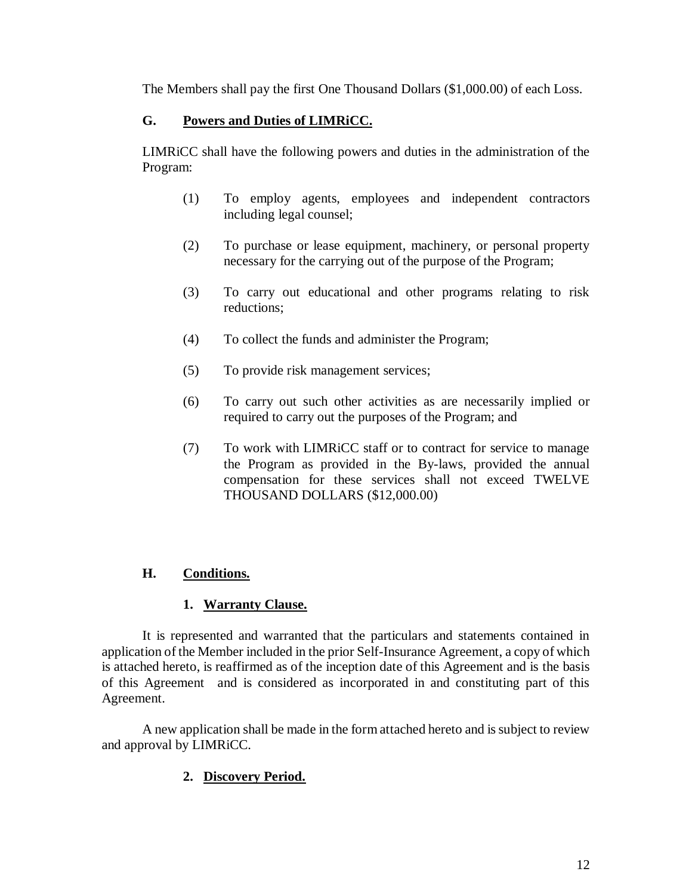The Members shall pay the first One Thousand Dollars ($1,000.00) of each Loss.

### G. **Powers and Duties of LIMRiCC.**

LIMRiCC shall have the following powers and duties in the administration of the Program:

(1) To employ agents, employees and independent contractors including legal counsel;

(2) To purchase or lease equipment, machinery, or personal property necessary for the carrying out of the purpose of the Program;

(3) To carry out educational and other programs relating to risk reductions;

(4) To collect the funds and administer the Program;

(5) To provide risk management services;

(6) To carry out such other activities as are necessarily implied or required to carry out the purposes of the Program; and

(7) To work with LIMRiCC staff or to contract for service to manage the Program as provided in the By-laws, provided the annual compensation for these services shall not exceed TWELVE THOUSAND DOLLARS ($12,000.00)

### H. **Conditions.**

#### 1. **Warranty Clause.**

It is represented and warranted that the particulars and statements contained in application of the Member included in the prior Self-Insurance Agreement, a copy of which is attached hereto, is reaffirmed as of the inception date of this Agreement and is the basis of this Agreement and is considered as incorporated in and constituting part of this Agreement.

A new application shall be made in the form attached hereto and is subject to review and approval by LIMRiCC.

#### 2. **Discovery Period.**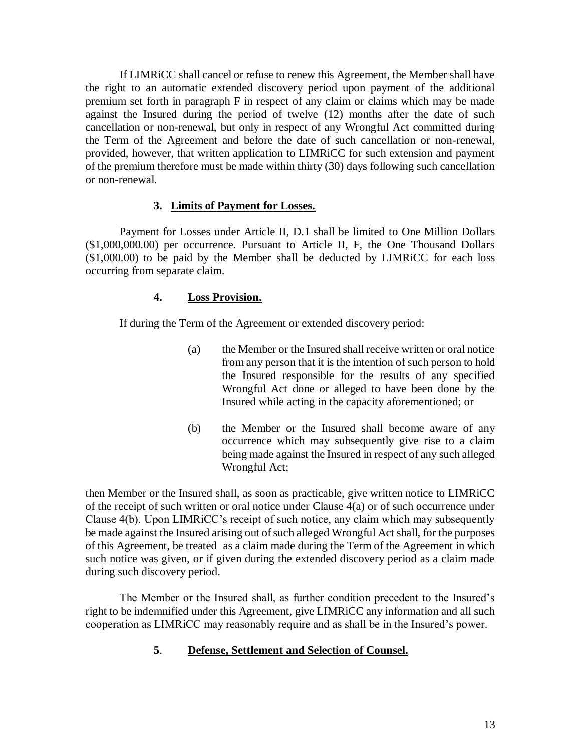If LIMRiCC shall cancel or refuse to renew this Agreement, the Member shall have the right to an automatic extended discovery period upon payment of the additional premium set forth in paragraph F in respect of any claim or claims which may be made against the Insured during the period of twelve (12) months after the date of such cancellation or non-renewal, but only in respect of any Wrongful Act committed during the Term of the Agreement and before the date of such cancellation or non-renewal, provided, however, that written application to LIMRiCC for such extension and payment of the premium therefore must be made within thirty (30) days following such cancellation or non-renewal.

### 3. Limits of Payment for Losses.

Payment for Losses under Article II, D.1 shall be limited to One Million Dollars ($1,000,000.00) per occurrence. Pursuant to Article II, F, the One Thousand Dollars ($1,000.00) to be paid by the Member shall be deducted by LIMRiCC for each loss occurring from separate claim.

### 4. Loss Provision.

If during the Term of the Agreement or extended discovery period:

(a) the Member or the Insured shall receive written or oral notice from any person that it is the intention of such person to hold the Insured responsible for the results of any specified Wrongful Act done or alleged to have been done by the Insured while acting in the capacity aforementioned; or

(b) the Member or the Insured shall become aware of any occurrence which may subsequently give rise to a claim being made against the Insured in respect of any such alleged Wrongful Act;

then Member or the Insured shall, as soon as practicable, give written notice to LIMRiCC of the receipt of such written or oral notice under Clause 4(a) or of such occurrence under Clause 4(b). Upon LIMRiCC's receipt of such notice, any claim which may subsequently be made against the Insured arising out of such alleged Wrongful Act shall, for the purposes of this Agreement, be treated as a claim made during the Term of the Agreement in which such notice was given, or if given during the extended discovery period as a claim made during such discovery period.

The Member or the Insured shall, as further condition precedent to the Insured's right to be indemnified under this Agreement, give LIMRiCC any information and all such cooperation as LIMRiCC may reasonably require and as shall be in the Insured's power.

### 5. Defense, Settlement and Selection of Counsel.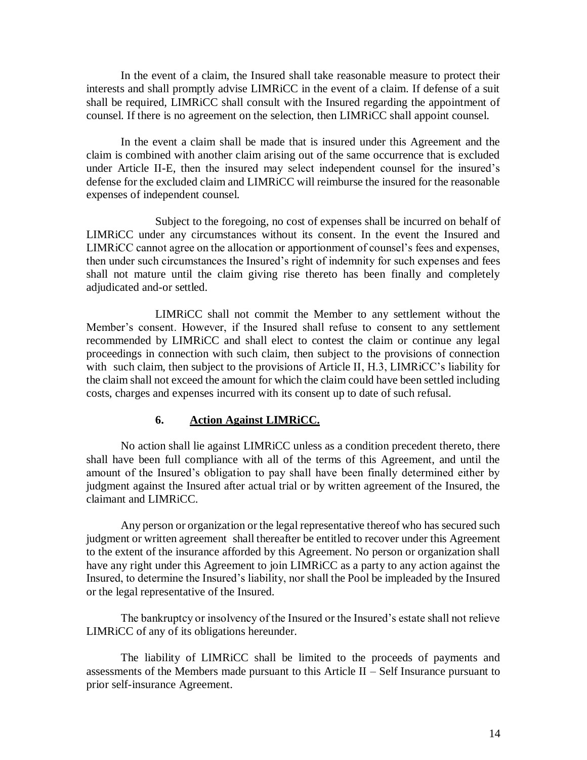In the event of a claim, the Insured shall take reasonable measure to protect their interests and shall promptly advise LIMRiCC in the event of a claim. If defense of a suit shall be required, LIMRiCC shall consult with the Insured regarding the appointment of counsel. If there is no agreement on the selection, then LIMRiCC shall appoint counsel.

In the event a claim shall be made that is insured under this Agreement and the claim is combined with another claim arising out of the same occurrence that is excluded under Article II-E, then the insured may select independent counsel for the insured's defense for the excluded claim and LIMRiCC will reimburse the insured for the reasonable expenses of independent counsel.

Subject to the foregoing, no cost of expenses shall be incurred on behalf of LIMRiCC under any circumstances without its consent. In the event the Insured and LIMRiCC cannot agree on the allocation or apportionment of counsel's fees and expenses, then under such circumstances the Insured's right of indemnity for such expenses and fees shall not mature until the claim giving rise thereto has been finally and completely adjudicated and-or settled.

LIMRiCC shall not commit the Member to any settlement without the Member's consent. However, if the Insured shall refuse to consent to any settlement recommended by LIMRiCC and shall elect to contest the claim or continue any legal proceedings in connection with such claim, then subject to the provisions of connection with such claim, then subject to the provisions of Article II, H.3, LIMRiCC's liability for the claim shall not exceed the amount for which the claim could have been settled including costs, charges and expenses incurred with its consent up to date of such refusal.

### 6. Action Against LIMRiCC.

No action shall lie against LIMRiCC unless as a condition precedent thereto, there shall have been full compliance with all of the terms of this Agreement, and until the amount of the Insured's obligation to pay shall have been finally determined either by judgment against the Insured after actual trial or by written agreement of the Insured, the claimant and LIMRiCC.

Any person or organization or the legal representative thereof who has secured such judgment or written agreement shall thereafter be entitled to recover under this Agreement to the extent of the insurance afforded by this Agreement. No person or organization shall have any right under this Agreement to join LIMRiCC as a party to any action against the Insured, to determine the Insured's liability, nor shall the Pool be impleaded by the Insured or the legal representative of the Insured.

The bankruptcy or insolvency of the Insured or the Insured's estate shall not relieve LIMRiCC of any of its obligations hereunder.

The liability of LIMRiCC shall be limited to the proceeds of payments and assessments of the Members made pursuant to this Article II – Self Insurance pursuant to prior self-insurance Agreement.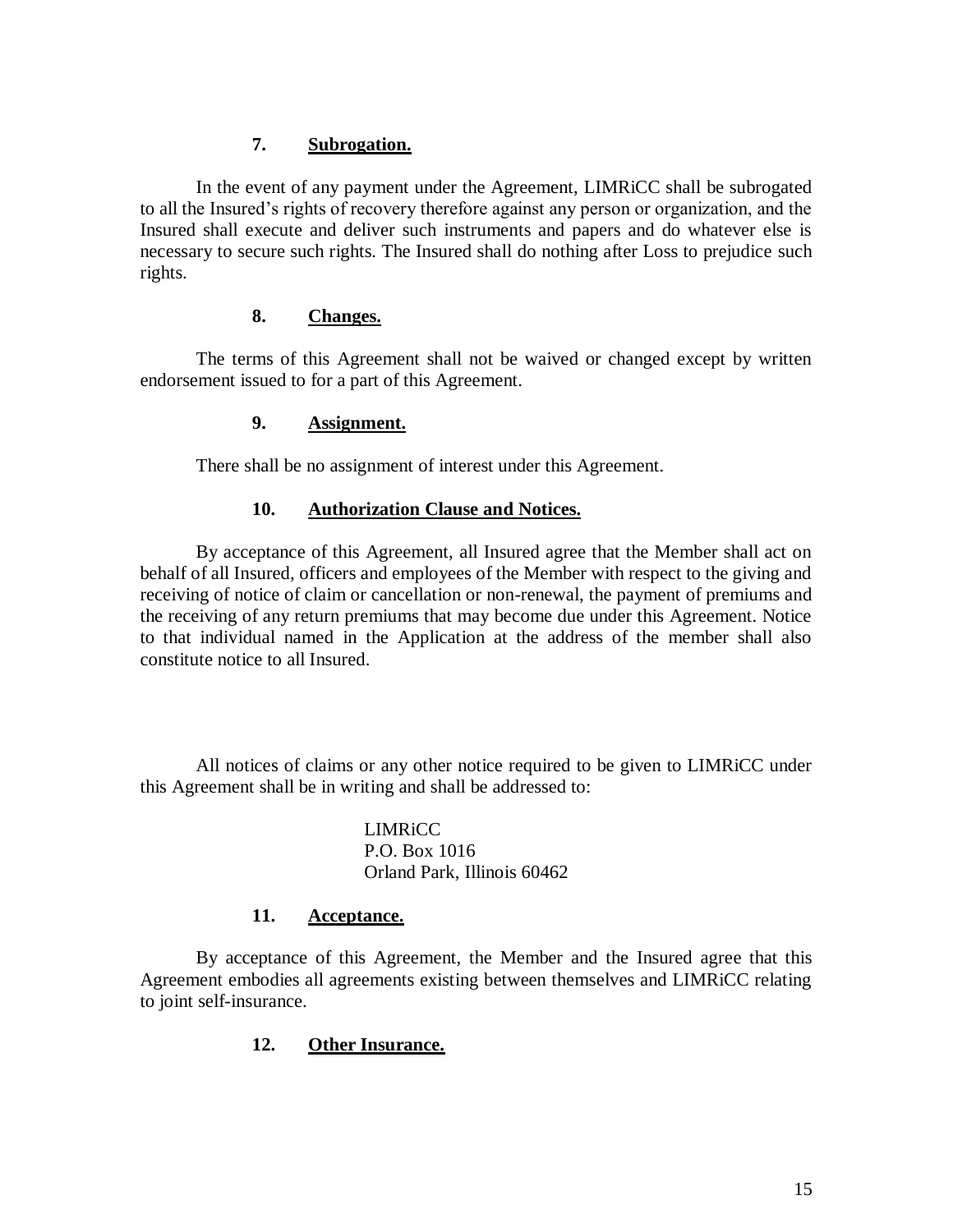### 7. Subrogation.

In the event of any payment under the Agreement, LIMRiCC shall be subrogated to all the Insured's rights of recovery therefore against any person or organization, and the Insured shall execute and deliver such instruments and papers and do whatever else is necessary to secure such rights. The Insured shall do nothing after Loss to prejudice such rights.

### 8. Changes.

The terms of this Agreement shall not be waived or changed except by written endorsement issued to for a part of this Agreement.

### 9. Assignment.

There shall be no assignment of interest under this Agreement.

### 10. Authorization Clause and Notices.

By acceptance of this Agreement, all Insured agree that the Member shall act on behalf of all Insured, officers and employees of the Member with respect to the giving and receiving of notice of claim or cancellation or non-renewal, the payment of premiums and the receiving of any return premiums that may become due under this Agreement. Notice to that individual named in the Application at the address of the member shall also constitute notice to all Insured.

All notices of claims or any other notice required to be given to LIMRiCC under this Agreement shall be in writing and shall be addressed to:

LIMRiCC
P.O. Box 1016
Orland Park, Illinois 60462

### 11. Acceptance.

By acceptance of this Agreement, the Member and the Insured agree that this Agreement embodies all agreements existing between themselves and LIMRiCC relating to joint self-insurance.

### 12. Other Insurance.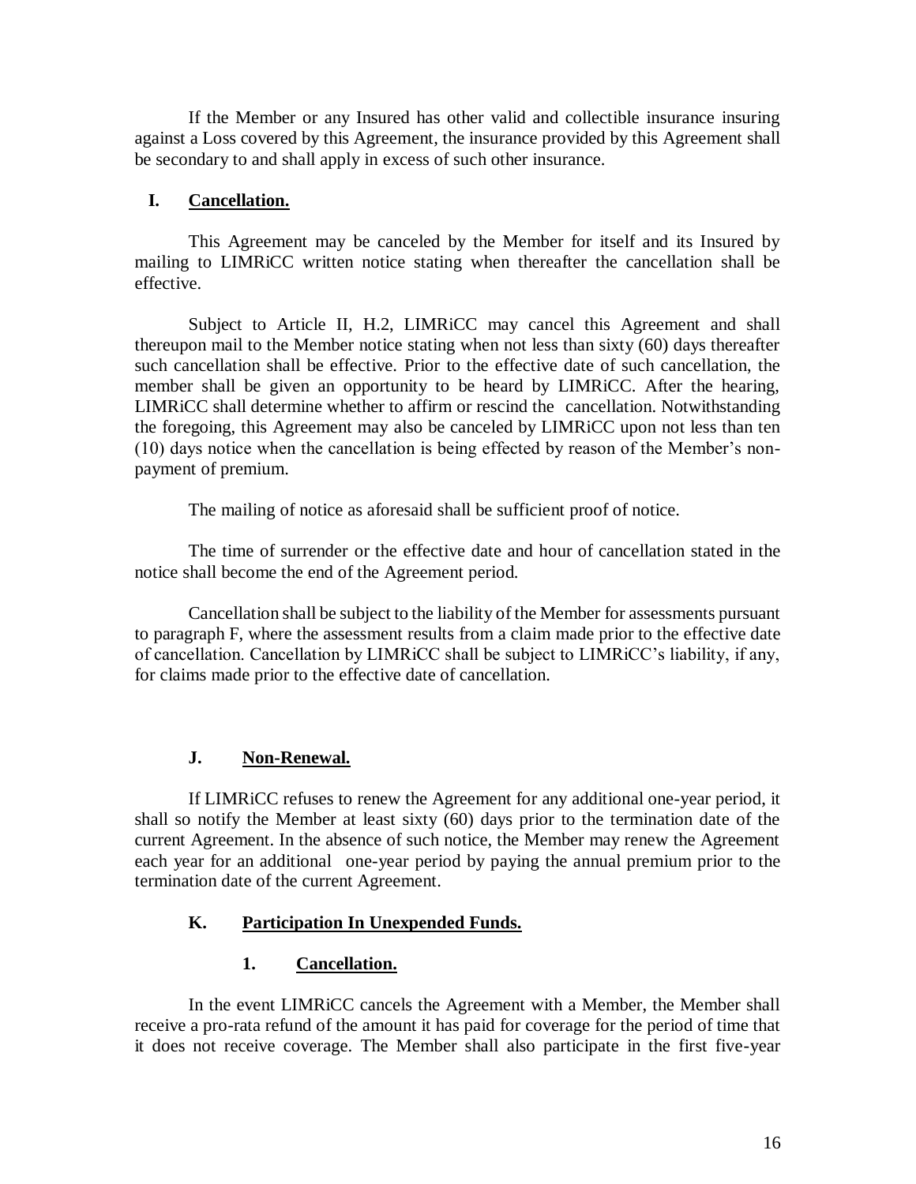If the Member or any Insured has other valid and collectible insurance insuring against a Loss covered by this Agreement, the insurance provided by this Agreement shall be secondary to and shall apply in excess of such other insurance.

## I. Cancellation.

This Agreement may be canceled by the Member for itself and its Insured by mailing to LIMRiCC written notice stating when thereafter the cancellation shall be effective.

Subject to Article II, H.2, LIMRiCC may cancel this Agreement and shall thereupon mail to the Member notice stating when not less than sixty (60) days thereafter such cancellation shall be effective. Prior to the effective date of such cancellation, the member shall be given an opportunity to be heard by LIMRiCC. After the hearing, LIMRiCC shall determine whether to affirm or rescind the cancellation. Notwithstanding the foregoing, this Agreement may also be canceled by LIMRiCC upon not less than ten (10) days notice when the cancellation is being effected by reason of the Member's non-payment of premium.

The mailing of notice as aforesaid shall be sufficient proof of notice.

The time of surrender or the effective date and hour of cancellation stated in the notice shall become the end of the Agreement period.

Cancellation shall be subject to the liability of the Member for assessments pursuant to paragraph F, where the assessment results from a claim made prior to the effective date of cancellation. Cancellation by LIMRiCC shall be subject to LIMRiCC's liability, if any, for claims made prior to the effective date of cancellation.

## J. Non-Renewal.

If LIMRiCC refuses to renew the Agreement for any additional one-year period, it shall so notify the Member at least sixty (60) days prior to the termination date of the current Agreement. In the absence of such notice, the Member may renew the Agreement each year for an additional one-year period by paying the annual premium prior to the termination date of the current Agreement.

## K. Participation In Unexpended Funds.

### 1. Cancellation.

In the event LIMRiCC cancels the Agreement with a Member, the Member shall receive a pro-rata refund of the amount it has paid for coverage for the period of time that it does not receive coverage. The Member shall also participate in the first five-year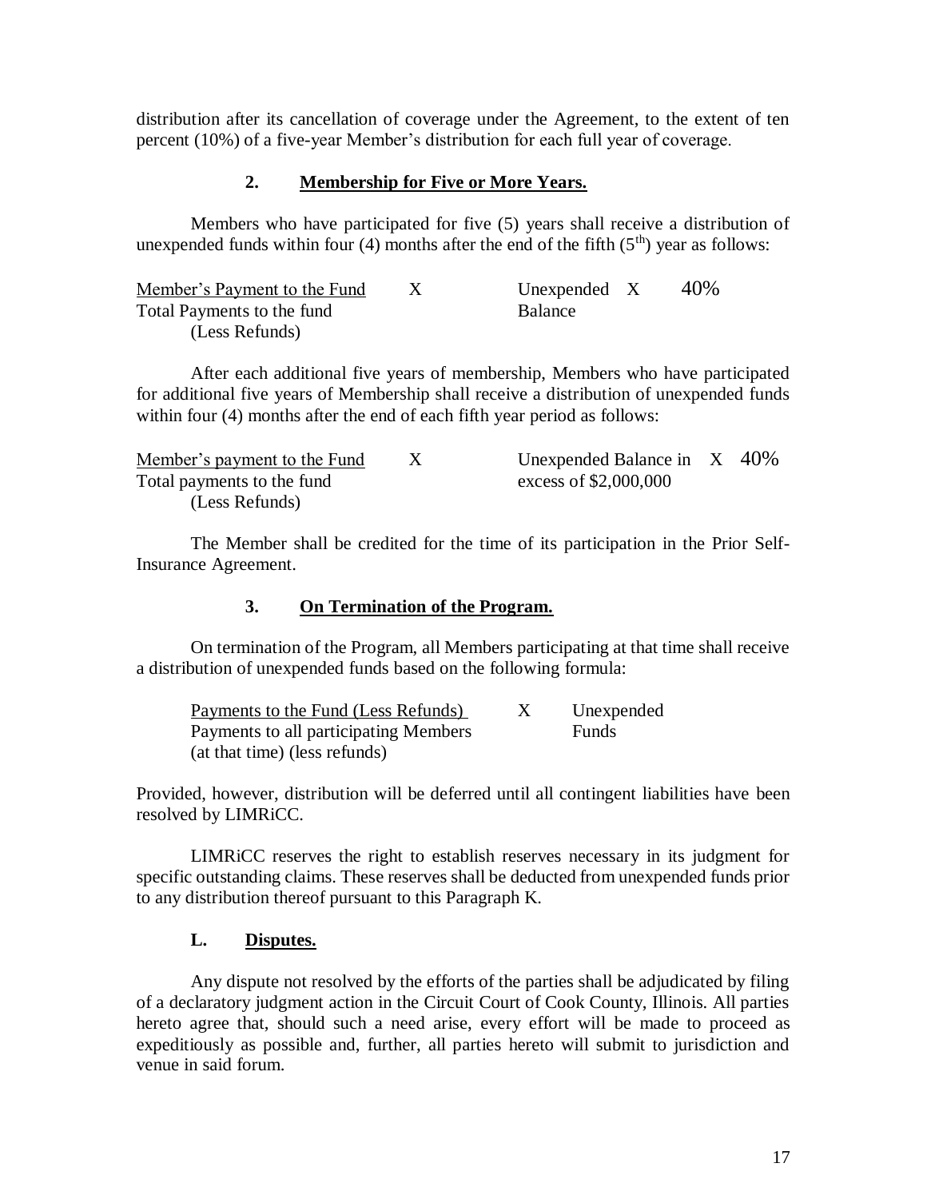distribution after its cancellation of coverage under the Agreement, to the extent of ten percent (10%) of a five-year Member's distribution for each full year of coverage.

### 2. Membership for Five or More Years.

Members who have participated for five (5) years shall receive a distribution of unexpended funds within four (4) months after the end of the fifth ($5^{th}$) year as follows:

$$\frac{\text{Member's Payment to the Fund}}{\text{Total Payments to the fund (Less Refunds)}} \times \text{Unexpended Balance} \times 40\%$$

After each additional five years of membership, Members who have participated for additional five years of Membership shall receive a distribution of unexpended funds within four (4) months after the end of each fifth year period as follows:

$$\frac{\text{Member's payment to the Fund}}{\text{Total payments to the fund (Less Refunds)}} \times \text{Unexpended Balance in excess of \$2,000,000} \times 40\%$$

The Member shall be credited for the time of its participation in the Prior Self-Insurance Agreement.

### 3. On Termination of the Program.

On termination of the Program, all Members participating at that time shall receive a distribution of unexpended funds based on the following formula:

$$\frac{\text{Payments to the Fund (Less Refunds)}}{\text{Payments to all participating Members (at that time) (less refunds)}} \times \text{Unexpended Funds}$$

Provided, however, distribution will be deferred until all contingent liabilities have been resolved by LIMRiCC.

LIMRiCC reserves the right to establish reserves necessary in its judgment for specific outstanding claims. These reserves shall be deducted from unexpended funds prior to any distribution thereof pursuant to this Paragraph K.

## L. Disputes.

Any dispute not resolved by the efforts of the parties shall be adjudicated by filing of a declaratory judgment action in the Circuit Court of Cook County, Illinois. All parties hereto agree that, should such a need arise, every effort will be made to proceed as expeditiously as possible and, further, all parties hereto will submit to jurisdiction and venue in said forum.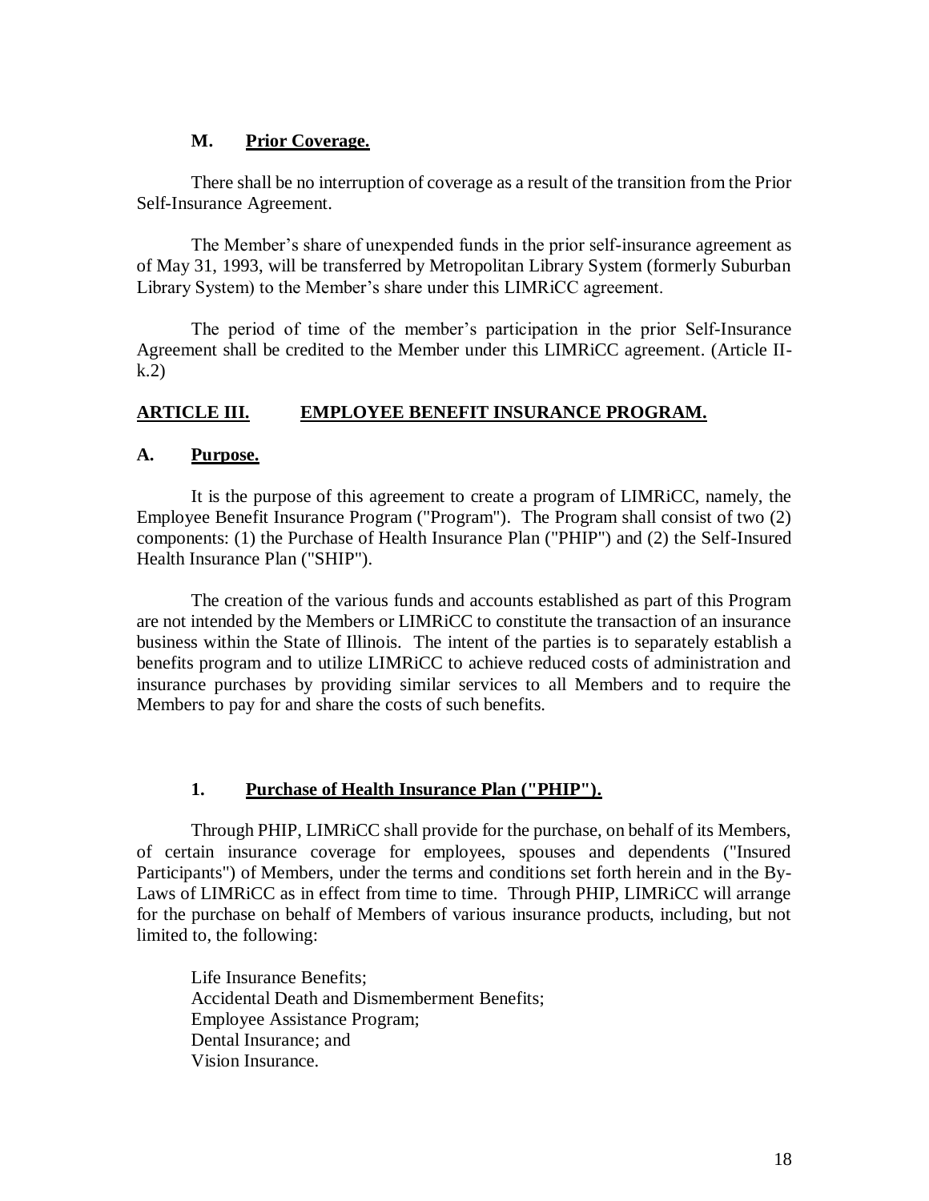### M. **Prior Coverage.**

There shall be no interruption of coverage as a result of the transition from the Prior Self-Insurance Agreement.

The Member's share of unexpended funds in the prior self-insurance agreement as of May 31, 1993, will be transferred by Metropolitan Library System (formerly Suburban Library System) to the Member's share under this LIMRiCC agreement.

The period of time of the member's participation in the prior Self-Insurance Agreement shall be credited to the Member under this LIMRiCC agreement. (Article II-k.2)

## **ARTICLE III. EMPLOYEE BENEFIT INSURANCE PROGRAM.**

### A. **Purpose.**

It is the purpose of this agreement to create a program of LIMRiCC, namely, the Employee Benefit Insurance Program ("Program"). The Program shall consist of two (2) components: (1) the Purchase of Health Insurance Plan ("PHIP") and (2) the Self-Insured Health Insurance Plan ("SHIP").

The creation of the various funds and accounts established as part of this Program are not intended by the Members or LIMRiCC to constitute the transaction of an insurance business within the State of Illinois. The intent of the parties is to separately establish a benefits program and to utilize LIMRiCC to achieve reduced costs of administration and insurance purchases by providing similar services to all Members and to require the Members to pay for and share the costs of such benefits.

#### 1. **Purchase of Health Insurance Plan ("PHIP").**

Through PHIP, LIMRiCC shall provide for the purchase, on behalf of its Members, of certain insurance coverage for employees, spouses and dependents ("Insured Participants") of Members, under the terms and conditions set forth herein and in the By-Laws of LIMRiCC as in effect from time to time. Through PHIP, LIMRiCC will arrange for the purchase on behalf of Members of various insurance products, including, but not limited to, the following:

Life Insurance Benefits;
Accidental Death and Dismemberment Benefits;
Employee Assistance Program;
Dental Insurance; and
Vision Insurance.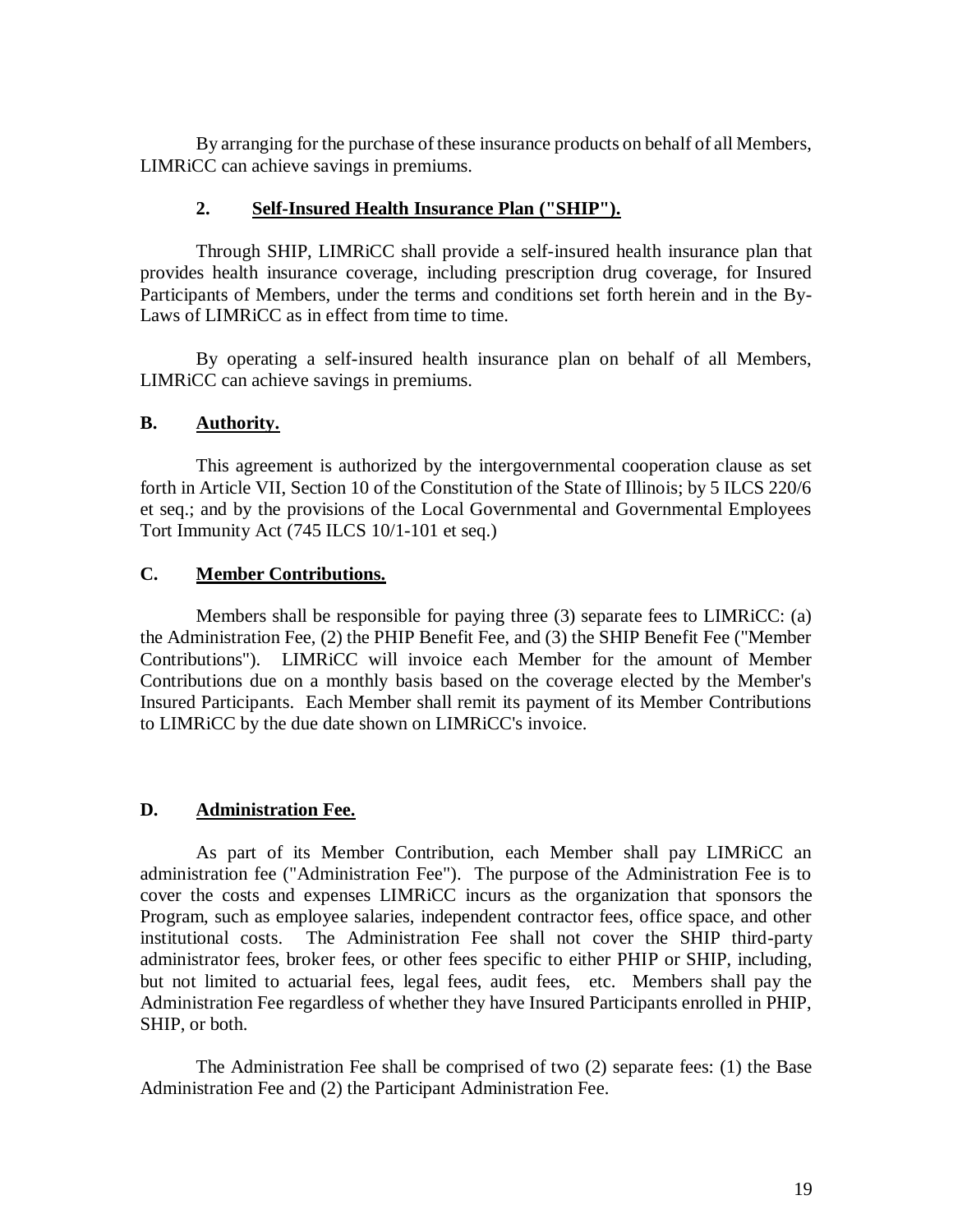By arranging for the purchase of these insurance products on behalf of all Members, LIMRiCC can achieve savings in premiums.

### 2. Self-Insured Health Insurance Plan ("SHIP").

Through SHIP, LIMRiCC shall provide a self-insured health insurance plan that provides health insurance coverage, including prescription drug coverage, for Insured Participants of Members, under the terms and conditions set forth herein and in the By-Laws of LIMRiCC as in effect from time to time.

By operating a self-insured health insurance plan on behalf of all Members, LIMRiCC can achieve savings in premiums.

## B. Authority.

This agreement is authorized by the intergovernmental cooperation clause as set forth in Article VII, Section 10 of the Constitution of the State of Illinois; by 5 ILCS 220/6 et seq.; and by the provisions of the Local Governmental and Governmental Employees Tort Immunity Act (745 ILCS 10/1-101 et seq.)

## C. Member Contributions.

Members shall be responsible for paying three (3) separate fees to LIMRiCC: (a) the Administration Fee, (2) the PHIP Benefit Fee, and (3) the SHIP Benefit Fee ("Member Contributions"). LIMRiCC will invoice each Member for the amount of Member Contributions due on a monthly basis based on the coverage elected by the Member's Insured Participants. Each Member shall remit its payment of its Member Contributions to LIMRiCC by the due date shown on LIMRiCC's invoice.

## D. Administration Fee.

As part of its Member Contribution, each Member shall pay LIMRiCC an administration fee ("Administration Fee"). The purpose of the Administration Fee is to cover the costs and expenses LIMRiCC incurs as the organization that sponsors the Program, such as employee salaries, independent contractor fees, office space, and other institutional costs. The Administration Fee shall not cover the SHIP third-party administrator fees, broker fees, or other fees specific to either PHIP or SHIP, including, but not limited to actuarial fees, legal fees, audit fees, etc. Members shall pay the Administration Fee regardless of whether they have Insured Participants enrolled in PHIP, SHIP, or both.

The Administration Fee shall be comprised of two (2) separate fees: (1) the Base Administration Fee and (2) the Participant Administration Fee.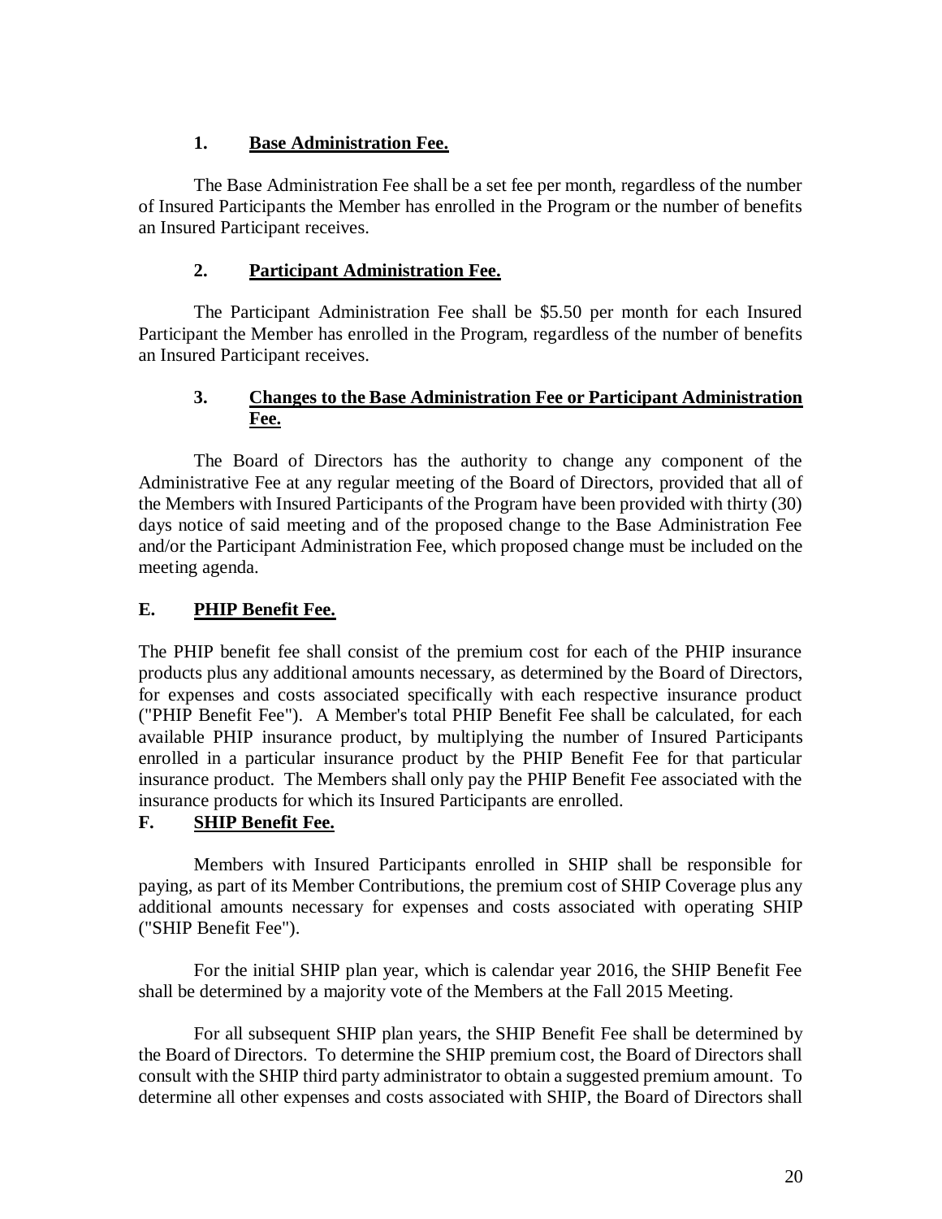### 1. **Base Administration Fee.**

The Base Administration Fee shall be a set fee per month, regardless of the number of Insured Participants the Member has enrolled in the Program or the number of benefits an Insured Participant receives.

### 2. **Participant Administration Fee.**

The Participant Administration Fee shall be $5.50 per month for each Insured Participant the Member has enrolled in the Program, regardless of the number of benefits an Insured Participant receives.

### 3. **Changes to the Base Administration Fee or Participant Administration Fee.**

The Board of Directors has the authority to change any component of the Administrative Fee at any regular meeting of the Board of Directors, provided that all of the Members with Insured Participants of the Program have been provided with thirty (30) days notice of said meeting and of the proposed change to the Base Administration Fee and/or the Participant Administration Fee, which proposed change must be included on the meeting agenda.

## E. **PHIP Benefit Fee.**

The PHIP benefit fee shall consist of the premium cost for each of the PHIP insurance products plus any additional amounts necessary, as determined by the Board of Directors, for expenses and costs associated specifically with each respective insurance product ("PHIP Benefit Fee"). A Member's total PHIP Benefit Fee shall be calculated, for each available PHIP insurance product, by multiplying the number of Insured Participants enrolled in a particular insurance product by the PHIP Benefit Fee for that particular insurance product. The Members shall only pay the PHIP Benefit Fee associated with the insurance products for which its Insured Participants are enrolled.

## F. **SHIP Benefit Fee.**

Members with Insured Participants enrolled in SHIP shall be responsible for paying, as part of its Member Contributions, the premium cost of SHIP Coverage plus any additional amounts necessary for expenses and costs associated with operating SHIP ("SHIP Benefit Fee").

For the initial SHIP plan year, which is calendar year 2016, the SHIP Benefit Fee shall be determined by a majority vote of the Members at the Fall 2015 Meeting.

For all subsequent SHIP plan years, the SHIP Benefit Fee shall be determined by the Board of Directors. To determine the SHIP premium cost, the Board of Directors shall consult with the SHIP third party administrator to obtain a suggested premium amount. To determine all other expenses and costs associated with SHIP, the Board of Directors shall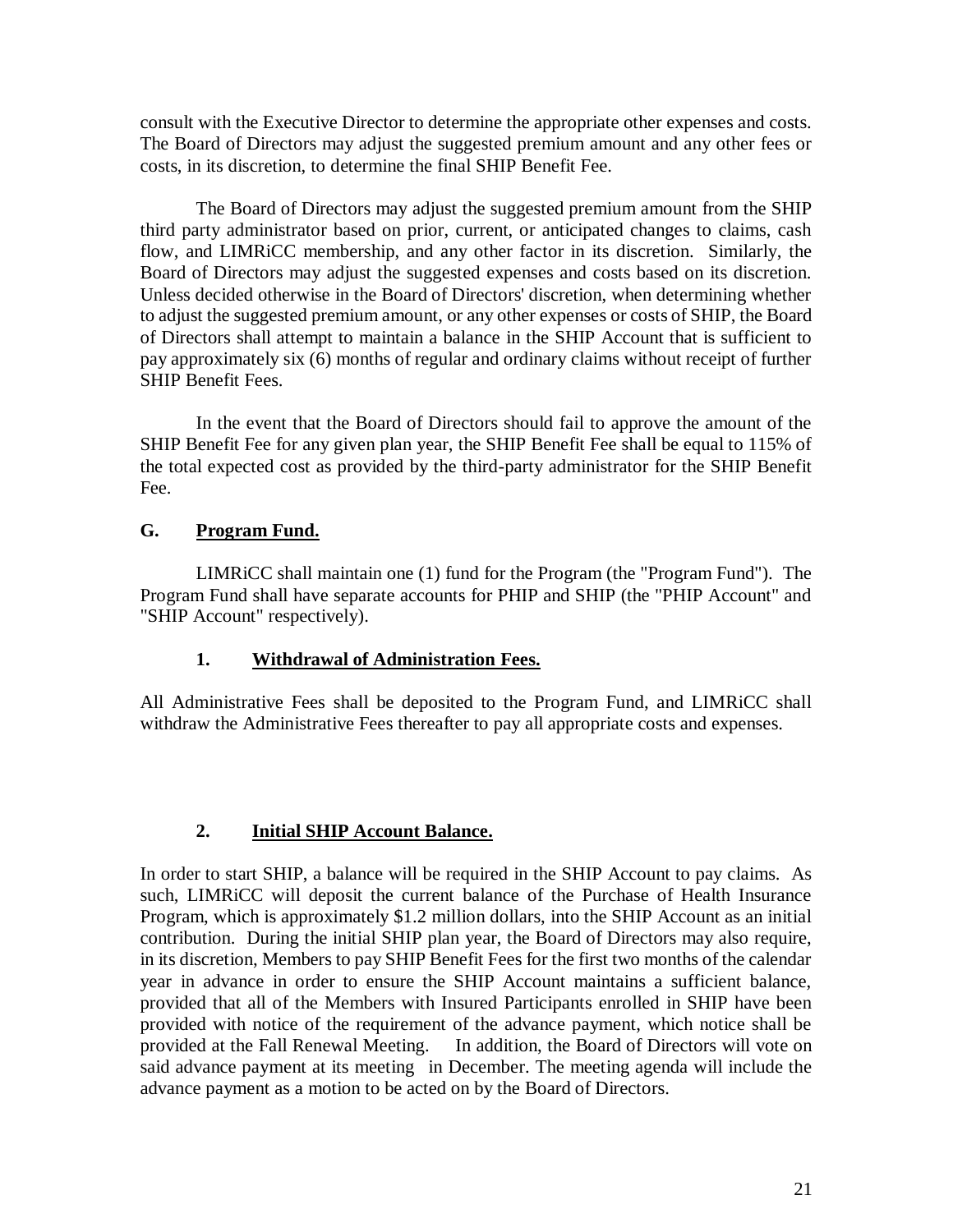consult with the Executive Director to determine the appropriate other expenses and costs. The Board of Directors may adjust the suggested premium amount and any other fees or costs, in its discretion, to determine the final SHIP Benefit Fee.

The Board of Directors may adjust the suggested premium amount from the SHIP third party administrator based on prior, current, or anticipated changes to claims, cash flow, and LIMRiCC membership, and any other factor in its discretion. Similarly, the Board of Directors may adjust the suggested expenses and costs based on its discretion. Unless decided otherwise in the Board of Directors' discretion, when determining whether to adjust the suggested premium amount, or any other expenses or costs of SHIP, the Board of Directors shall attempt to maintain a balance in the SHIP Account that is sufficient to pay approximately six (6) months of regular and ordinary claims without receipt of further SHIP Benefit Fees.

In the event that the Board of Directors should fail to approve the amount of the SHIP Benefit Fee for any given plan year, the SHIP Benefit Fee shall be equal to 115% of the total expected cost as provided by the third-party administrator for the SHIP Benefit Fee.

### G. <u>Program Fund.</u>

LIMRiCC shall maintain one (1) fund for the Program (the "Program Fund"). The Program Fund shall have separate accounts for PHIP and SHIP (the "PHIP Account" and "SHIP Account" respectively).

#### 1. <u>Withdrawal of Administration Fees.</u>

All Administrative Fees shall be deposited to the Program Fund, and LIMRiCC shall withdraw the Administrative Fees thereafter to pay all appropriate costs and expenses.

#### 2. <u>Initial SHIP Account Balance.</u>

In order to start SHIP, a balance will be required in the SHIP Account to pay claims. As such, LIMRiCC will deposit the current balance of the Purchase of Health Insurance Program, which is approximately $1.2 million dollars, into the SHIP Account as an initial contribution. During the initial SHIP plan year, the Board of Directors may also require, in its discretion, Members to pay SHIP Benefit Fees for the first two months of the calendar year in advance in order to ensure the SHIP Account maintains a sufficient balance, provided that all of the Members with Insured Participants enrolled in SHIP have been provided with notice of the requirement of the advance payment, which notice shall be provided at the Fall Renewal Meeting. In addition, the Board of Directors will vote on said advance payment at its meeting in December. The meeting agenda will include the advance payment as a motion to be acted on by the Board of Directors.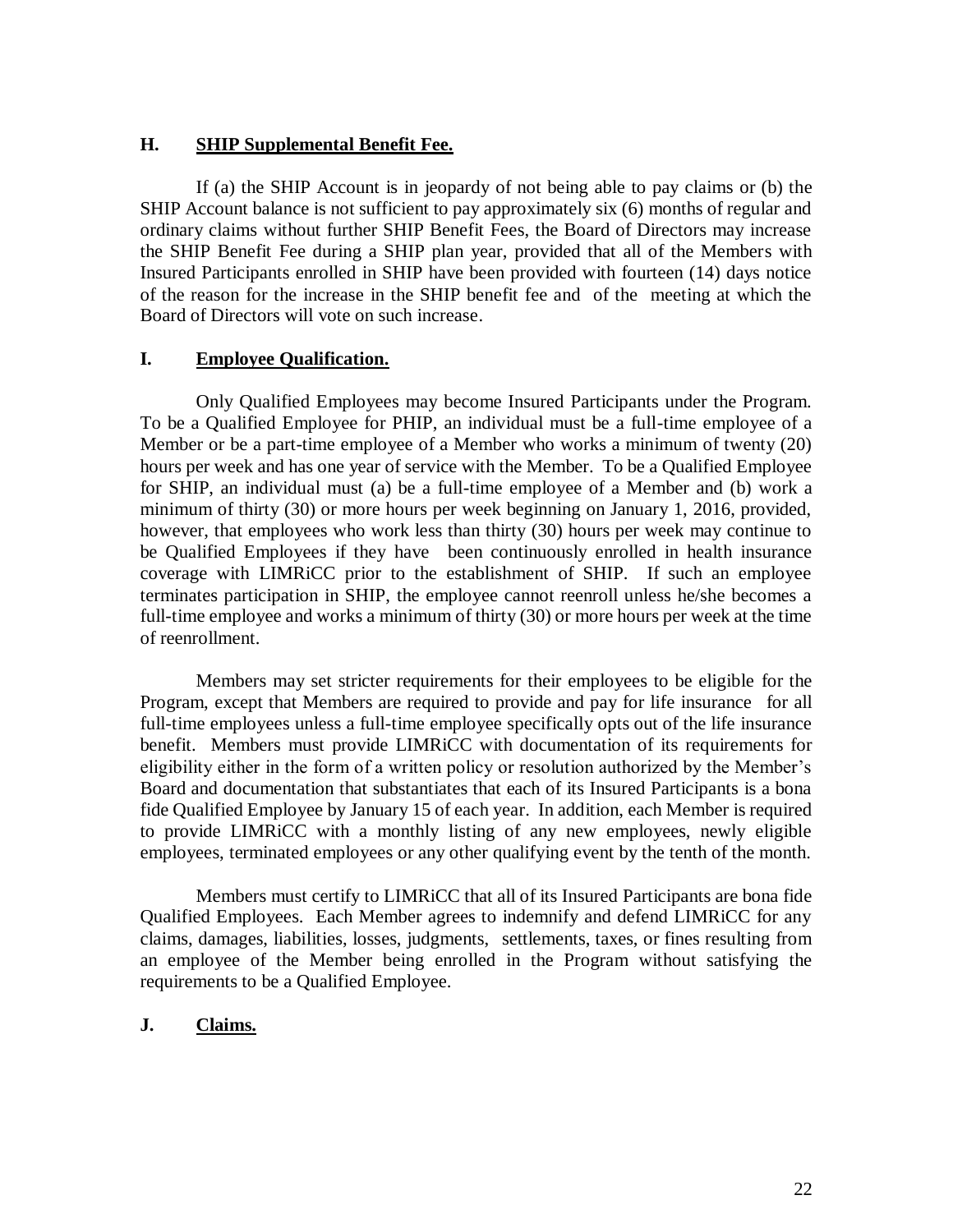### H. **SHIP Supplemental Benefit Fee.**

If (a) the SHIP Account is in jeopardy of not being able to pay claims or (b) the SHIP Account balance is not sufficient to pay approximately six (6) months of regular and ordinary claims without further SHIP Benefit Fees, the Board of Directors may increase the SHIP Benefit Fee during a SHIP plan year, provided that all of the Members with Insured Participants enrolled in SHIP have been provided with fourteen (14) days notice of the reason for the increase in the SHIP benefit fee and of the meeting at which the Board of Directors will vote on such increase.

### I. **Employee Qualification.**

Only Qualified Employees may become Insured Participants under the Program. To be a Qualified Employee for PHIP, an individual must be a full-time employee of a Member or be a part-time employee of a Member who works a minimum of twenty (20) hours per week and has one year of service with the Member. To be a Qualified Employee for SHIP, an individual must (a) be a full-time employee of a Member and (b) work a minimum of thirty (30) or more hours per week beginning on January 1, 2016, provided, however, that employees who work less than thirty (30) hours per week may continue to be Qualified Employees if they have been continuously enrolled in health insurance coverage with LIMRiCC prior to the establishment of SHIP. If such an employee terminates participation in SHIP, the employee cannot reenroll unless he/she becomes a full-time employee and works a minimum of thirty (30) or more hours per week at the time of reenrollment.

Members may set stricter requirements for their employees to be eligible for the Program, except that Members are required to provide and pay for life insurance for all full-time employees unless a full-time employee specifically opts out of the life insurance benefit. Members must provide LIMRiCC with documentation of its requirements for eligibility either in the form of a written policy or resolution authorized by the Member's Board and documentation that substantiates that each of its Insured Participants is a bona fide Qualified Employee by January 15 of each year. In addition, each Member is required to provide LIMRiCC with a monthly listing of any new employees, newly eligible employees, terminated employees or any other qualifying event by the tenth of the month.

Members must certify to LIMRiCC that all of its Insured Participants are bona fide Qualified Employees. Each Member agrees to indemnify and defend LIMRiCC for any claims, damages, liabilities, losses, judgments, settlements, taxes, or fines resulting from an employee of the Member being enrolled in the Program without satisfying the requirements to be a Qualified Employee.

### J. **Claims.**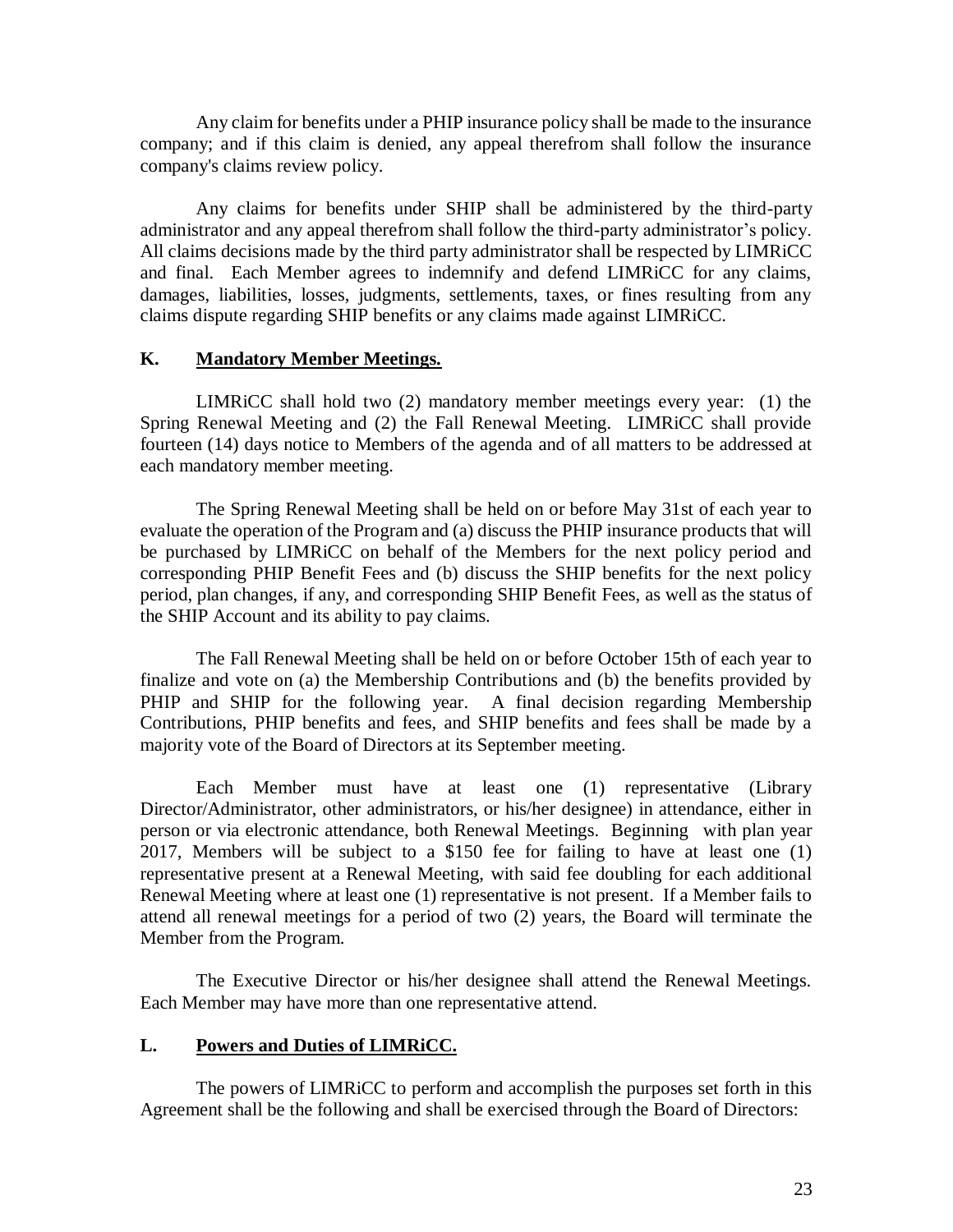Any claim for benefits under a PHIP insurance policy shall be made to the insurance company; and if this claim is denied, any appeal therefrom shall follow the insurance company's claims review policy.

Any claims for benefits under SHIP shall be administered by the third-party administrator and any appeal therefrom shall follow the third-party administrator's policy. All claims decisions made by the third party administrator shall be respected by LIMRiCC and final. Each Member agrees to indemnify and defend LIMRiCC for any claims, damages, liabilities, losses, judgments, settlements, taxes, or fines resulting from any claims dispute regarding SHIP benefits or any claims made against LIMRiCC.

### K. <u>Mandatory Member Meetings.</u>

LIMRiCC shall hold two (2) mandatory member meetings every year: (1) the Spring Renewal Meeting and (2) the Fall Renewal Meeting. LIMRiCC shall provide fourteen (14) days notice to Members of the agenda and of all matters to be addressed at each mandatory member meeting.

The Spring Renewal Meeting shall be held on or before May 31st of each year to evaluate the operation of the Program and (a) discuss the PHIP insurance products that will be purchased by LIMRiCC on behalf of the Members for the next policy period and corresponding PHIP Benefit Fees and (b) discuss the SHIP benefits for the next policy period, plan changes, if any, and corresponding SHIP Benefit Fees, as well as the status of the SHIP Account and its ability to pay claims.

The Fall Renewal Meeting shall be held on or before October 15th of each year to finalize and vote on (a) the Membership Contributions and (b) the benefits provided by PHIP and SHIP for the following year. A final decision regarding Membership Contributions, PHIP benefits and fees, and SHIP benefits and fees shall be made by a majority vote of the Board of Directors at its September meeting.

Each Member must have at least one (1) representative (Library Director/Administrator, other administrators, or his/her designee) in attendance, either in person or via electronic attendance, both Renewal Meetings. Beginning with plan year 2017, Members will be subject to a $150 fee for failing to have at least one (1) representative present at a Renewal Meeting, with said fee doubling for each additional Renewal Meeting where at least one (1) representative is not present. If a Member fails to attend all renewal meetings for a period of two (2) years, the Board will terminate the Member from the Program.

The Executive Director or his/her designee shall attend the Renewal Meetings. Each Member may have more than one representative attend.

### L. <u>Powers and Duties of LIMRiCC.</u>

The powers of LIMRiCC to perform and accomplish the purposes set forth in this Agreement shall be the following and shall be exercised through the Board of Directors: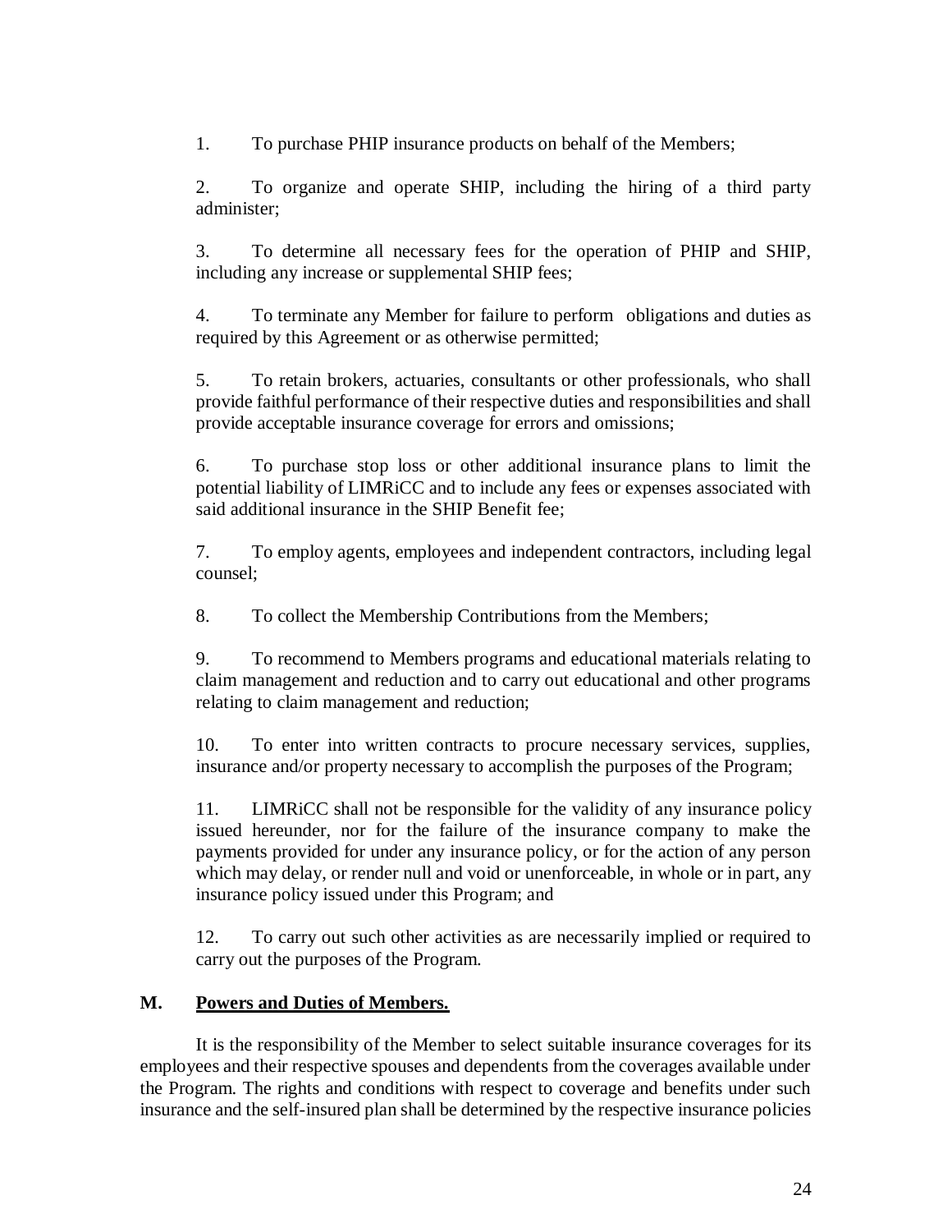1. To purchase PHIP insurance products on behalf of the Members;

2. To organize and operate SHIP, including the hiring of a third party administer;

3. To determine all necessary fees for the operation of PHIP and SHIP, including any increase or supplemental SHIP fees;

4. To terminate any Member for failure to perform obligations and duties as required by this Agreement or as otherwise permitted;

5. To retain brokers, actuaries, consultants or other professionals, who shall provide faithful performance of their respective duties and responsibilities and shall provide acceptable insurance coverage for errors and omissions;

6. To purchase stop loss or other additional insurance plans to limit the potential liability of LIMRiCC and to include any fees or expenses associated with said additional insurance in the SHIP Benefit fee;

7. To employ agents, employees and independent contractors, including legal counsel;

8. To collect the Membership Contributions from the Members;

9. To recommend to Members programs and educational materials relating to claim management and reduction and to carry out educational and other programs relating to claim management and reduction;

10. To enter into written contracts to procure necessary services, supplies, insurance and/or property necessary to accomplish the purposes of the Program;

11. LIMRiCC shall not be responsible for the validity of any insurance policy issued hereunder, nor for the failure of the insurance company to make the payments provided for under any insurance policy, or for the action of any person which may delay, or render null and void or unenforceable, in whole or in part, any insurance policy issued under this Program; and

12. To carry out such other activities as are necessarily implied or required to carry out the purposes of the Program.

## M. Powers and Duties of Members.

It is the responsibility of the Member to select suitable insurance coverages for its employees and their respective spouses and dependents from the coverages available under the Program. The rights and conditions with respect to coverage and benefits under such insurance and the self-insured plan shall be determined by the respective insurance policies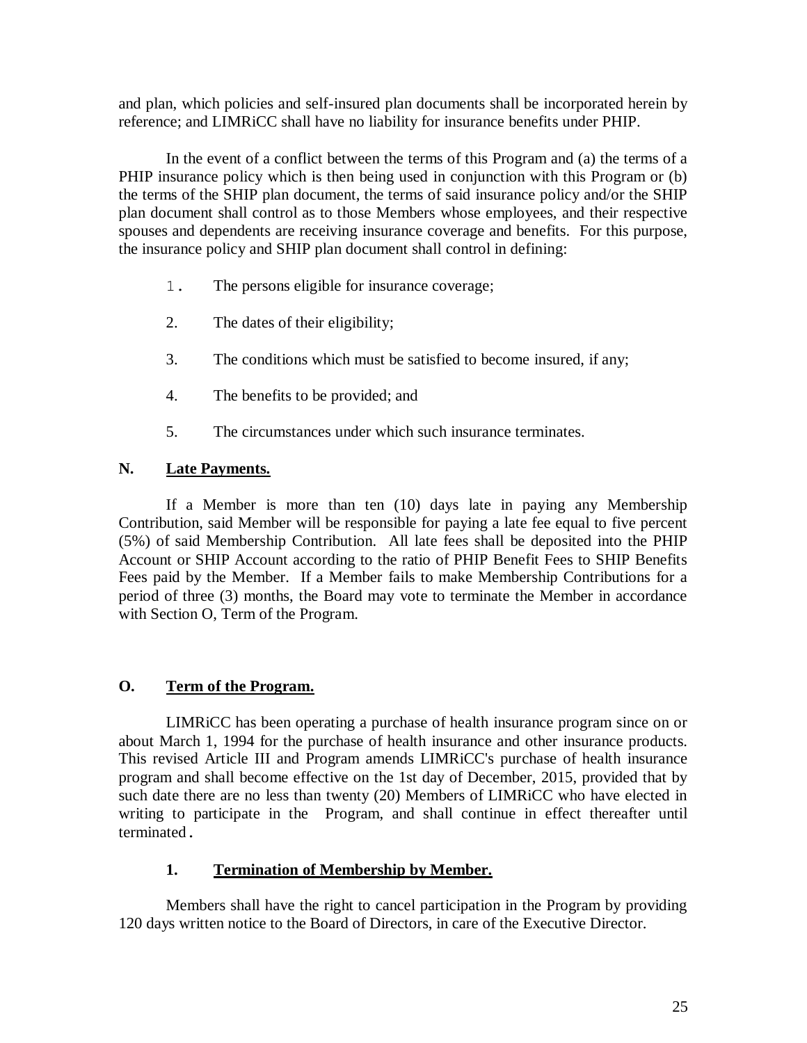and plan, which policies and self-insured plan documents shall be incorporated herein by reference; and LIMRiCC shall have no liability for insurance benefits under PHIP.

In the event of a conflict between the terms of this Program and (a) the terms of a PHIP insurance policy which is then being used in conjunction with this Program or (b) the terms of the SHIP plan document, the terms of said insurance policy and/or the SHIP plan document shall control as to those Members whose employees, and their respective spouses and dependents are receiving insurance coverage and benefits. For this purpose, the insurance policy and SHIP plan document shall control in defining:

1. The persons eligible for insurance coverage;
2. The dates of their eligibility;
3. The conditions which must be satisfied to become insured, if any;
4. The benefits to be provided; and
5. The circumstances under which such insurance terminates.

## N. <u>Late Payments.</u>

If a Member is more than ten (10) days late in paying any Membership Contribution, said Member will be responsible for paying a late fee equal to five percent (5%) of said Membership Contribution. All late fees shall be deposited into the PHIP Account or SHIP Account according to the ratio of PHIP Benefit Fees to SHIP Benefits Fees paid by the Member. If a Member fails to make Membership Contributions for a period of three (3) months, the Board may vote to terminate the Member in accordance with Section O, Term of the Program.

## O. <u>Term of the Program.</u>

LIMRiCC has been operating a purchase of health insurance program since on or about March 1, 1994 for the purchase of health insurance and other insurance products. This revised Article III and Program amends LIMRiCC's purchase of health insurance program and shall become effective on the 1st day of December, 2015, provided that by such date there are no less than twenty (20) Members of LIMRiCC who have elected in writing to participate in the Program, and shall continue in effect thereafter until terminated.

### 1. <u>Termination of Membership by Member.</u>

Members shall have the right to cancel participation in the Program by providing 120 days written notice to the Board of Directors, in care of the Executive Director.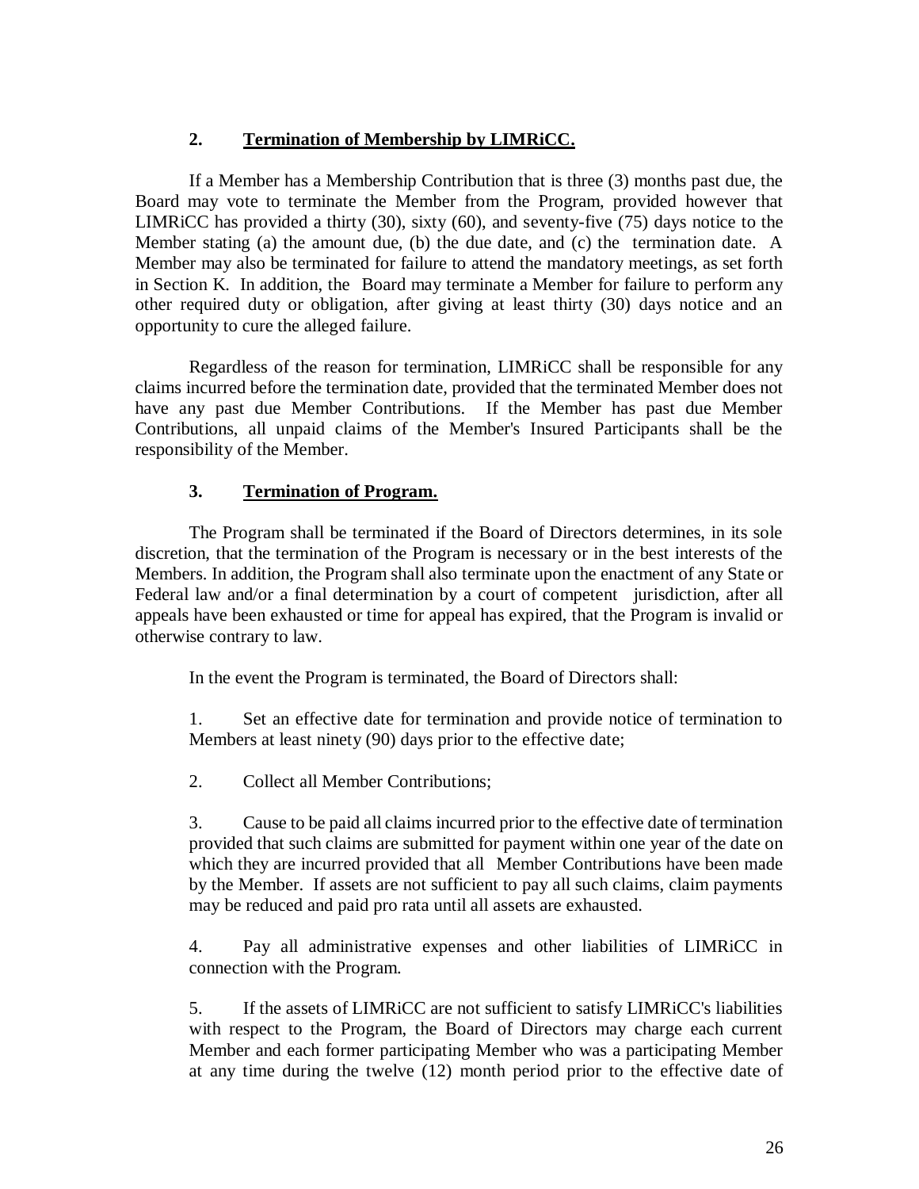### 2. Termination of Membership by LIMRiCC.

If a Member has a Membership Contribution that is three (3) months past due, the Board may vote to terminate the Member from the Program, provided however that LIMRiCC has provided a thirty (30), sixty (60), and seventy-five (75) days notice to the Member stating (a) the amount due, (b) the due date, and (c) the termination date. A Member may also be terminated for failure to attend the mandatory meetings, as set forth in Section K. In addition, the Board may terminate a Member for failure to perform any other required duty or obligation, after giving at least thirty (30) days notice and an opportunity to cure the alleged failure.

Regardless of the reason for termination, LIMRiCC shall be responsible for any claims incurred before the termination date, provided that the terminated Member does not have any past due Member Contributions. If the Member has past due Member Contributions, all unpaid claims of the Member's Insured Participants shall be the responsibility of the Member.

### 3. Termination of Program.

The Program shall be terminated if the Board of Directors determines, in its sole discretion, that the termination of the Program is necessary or in the best interests of the Members. In addition, the Program shall also terminate upon the enactment of any State or Federal law and/or a final determination by a court of competent jurisdiction, after all appeals have been exhausted or time for appeal has expired, that the Program is invalid or otherwise contrary to law.

In the event the Program is terminated, the Board of Directors shall:

1. Set an effective date for termination and provide notice of termination to Members at least ninety (90) days prior to the effective date;

2. Collect all Member Contributions;

3. Cause to be paid all claims incurred prior to the effective date of termination provided that such claims are submitted for payment within one year of the date on which they are incurred provided that all Member Contributions have been made by the Member. If assets are not sufficient to pay all such claims, claim payments may be reduced and paid pro rata until all assets are exhausted.

4. Pay all administrative expenses and other liabilities of LIMRiCC in connection with the Program.

5. If the assets of LIMRiCC are not sufficient to satisfy LIMRiCC's liabilities with respect to the Program, the Board of Directors may charge each current Member and each former participating Member who was a participating Member at any time during the twelve (12) month period prior to the effective date of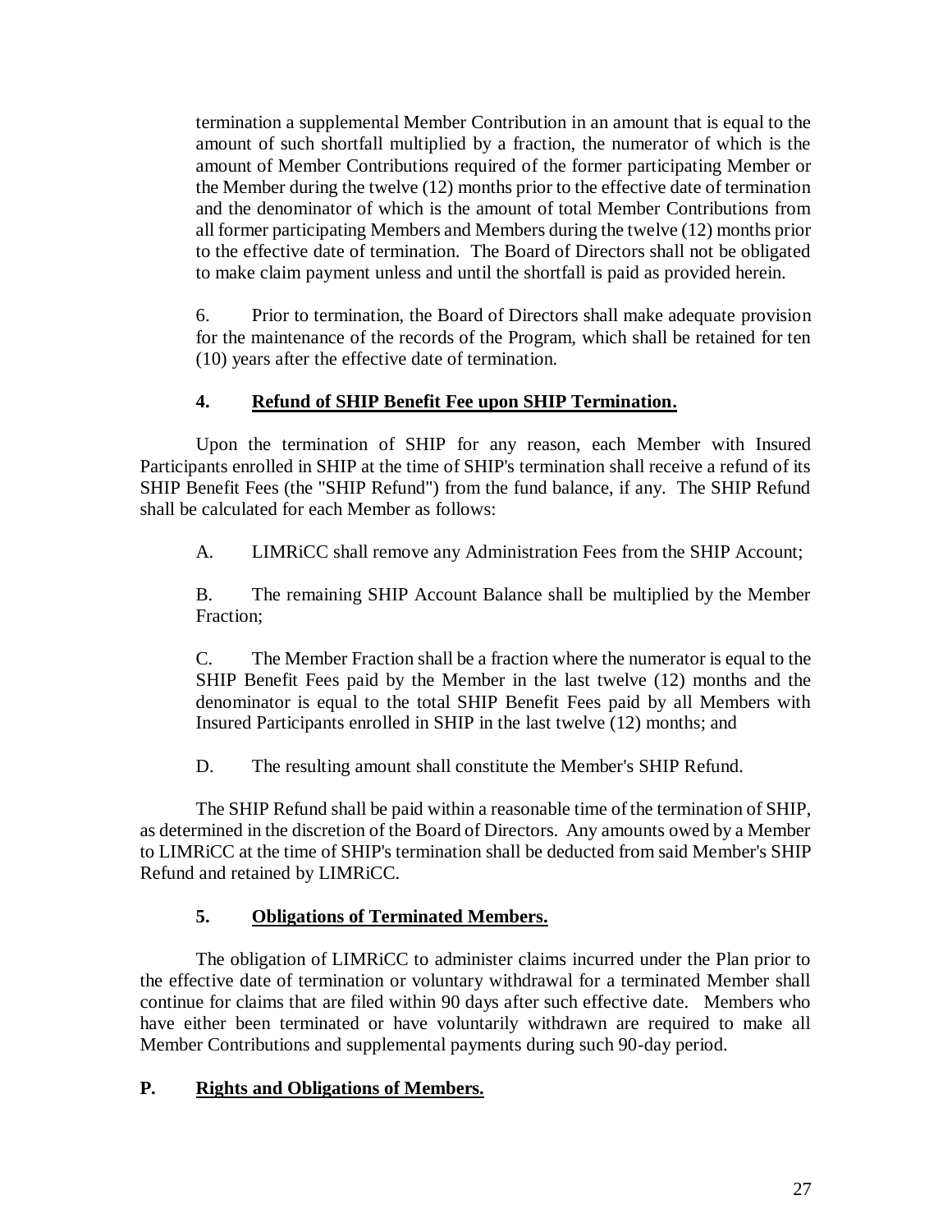termination a supplemental Member Contribution in an amount that is equal to the amount of such shortfall multiplied by a fraction, the numerator of which is the amount of Member Contributions required of the former participating Member or the Member during the twelve (12) months prior to the effective date of termination and the denominator of which is the amount of total Member Contributions from all former participating Members and Members during the twelve (12) months prior to the effective date of termination. The Board of Directors shall not be obligated to make claim payment unless and until the shortfall is paid as provided herein.

6. Prior to termination, the Board of Directors shall make adequate provision for the maintenance of the records of the Program, which shall be retained for ten (10) years after the effective date of termination.

### 4. Refund of SHIP Benefit Fee upon SHIP Termination.

Upon the termination of SHIP for any reason, each Member with Insured Participants enrolled in SHIP at the time of SHIP's termination shall receive a refund of its SHIP Benefit Fees (the "SHIP Refund") from the fund balance, if any. The SHIP Refund shall be calculated for each Member as follows:

A. LIMRiCC shall remove any Administration Fees from the SHIP Account;

B. The remaining SHIP Account Balance shall be multiplied by the Member Fraction;

C. The Member Fraction shall be a fraction where the numerator is equal to the SHIP Benefit Fees paid by the Member in the last twelve (12) months and the denominator is equal to the total SHIP Benefit Fees paid by all Members with Insured Participants enrolled in SHIP in the last twelve (12) months; and

D. The resulting amount shall constitute the Member's SHIP Refund.

The SHIP Refund shall be paid within a reasonable time of the termination of SHIP, as determined in the discretion of the Board of Directors. Any amounts owed by a Member to LIMRiCC at the time of SHIP's termination shall be deducted from said Member's SHIP Refund and retained by LIMRiCC.

### 5. Obligations of Terminated Members.

The obligation of LIMRiCC to administer claims incurred under the Plan prior to the effective date of termination or voluntary withdrawal for a terminated Member shall continue for claims that are filed within 90 days after such effective date. Members who have either been terminated or have voluntarily withdrawn are required to make all Member Contributions and supplemental payments during such 90-day period.

## P. Rights and Obligations of Members.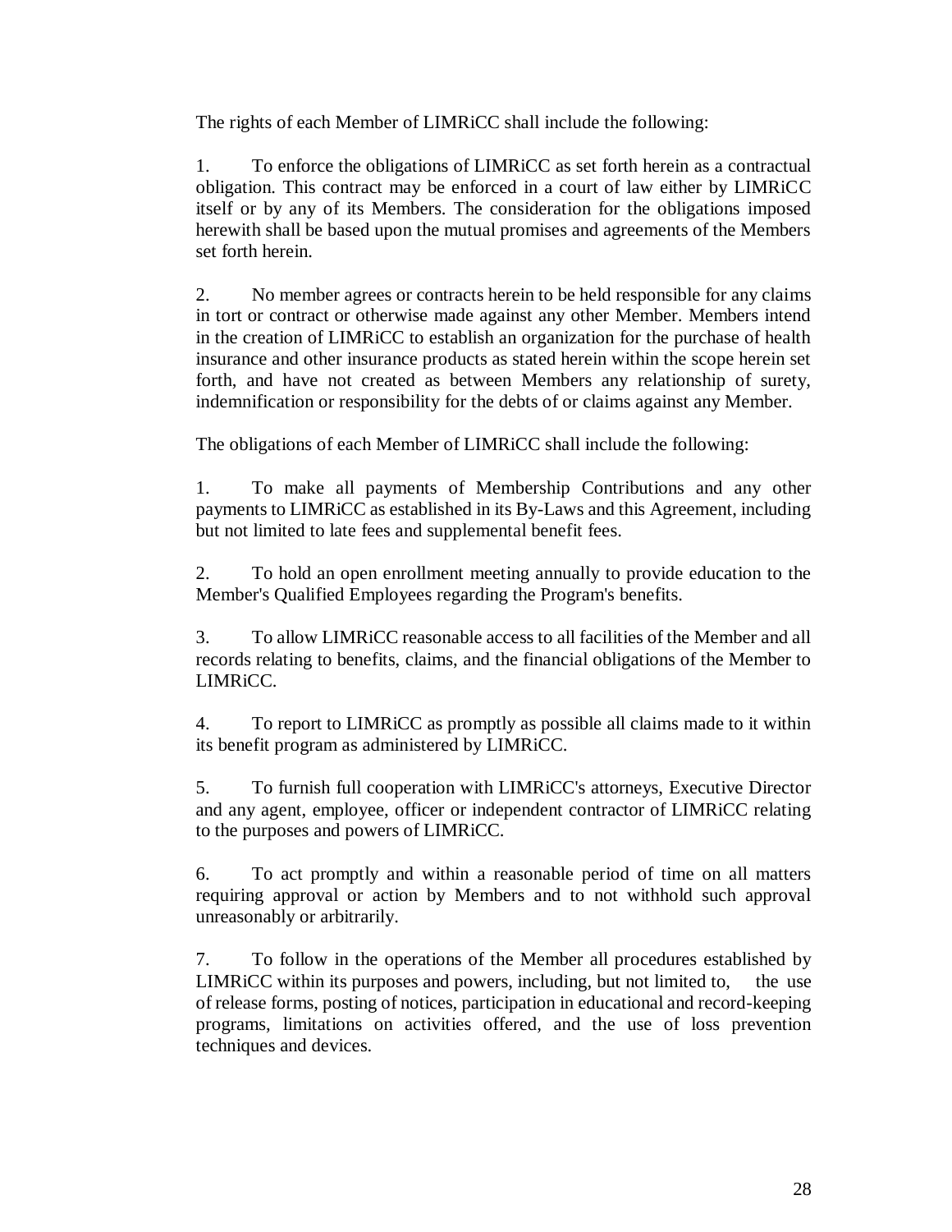The rights of each Member of LIMRiCC shall include the following:

1. To enforce the obligations of LIMRiCC as set forth herein as a contractual obligation. This contract may be enforced in a court of law either by LIMRiCC itself or by any of its Members. The consideration for the obligations imposed herewith shall be based upon the mutual promises and agreements of the Members set forth herein.

2. No member agrees or contracts herein to be held responsible for any claims in tort or contract or otherwise made against any other Member. Members intend in the creation of LIMRiCC to establish an organization for the purchase of health insurance and other insurance products as stated herein within the scope herein set forth, and have not created as between Members any relationship of surety, indemnification or responsibility for the debts of or claims against any Member.

The obligations of each Member of LIMRiCC shall include the following:

1. To make all payments of Membership Contributions and any other payments to LIMRiCC as established in its By-Laws and this Agreement, including but not limited to late fees and supplemental benefit fees.

2. To hold an open enrollment meeting annually to provide education to the Member's Qualified Employees regarding the Program's benefits.

3. To allow LIMRiCC reasonable access to all facilities of the Member and all records relating to benefits, claims, and the financial obligations of the Member to LIMRiCC.

4. To report to LIMRiCC as promptly as possible all claims made to it within its benefit program as administered by LIMRiCC.

5. To furnish full cooperation with LIMRiCC's attorneys, Executive Director and any agent, employee, officer or independent contractor of LIMRiCC relating to the purposes and powers of LIMRiCC.

6. To act promptly and within a reasonable period of time on all matters requiring approval or action by Members and to not withhold such approval unreasonably or arbitrarily.

7. To follow in the operations of the Member all procedures established by LIMRiCC within its purposes and powers, including, but not limited to, the use of release forms, posting of notices, participation in educational and record-keeping programs, limitations on activities offered, and the use of loss prevention techniques and devices.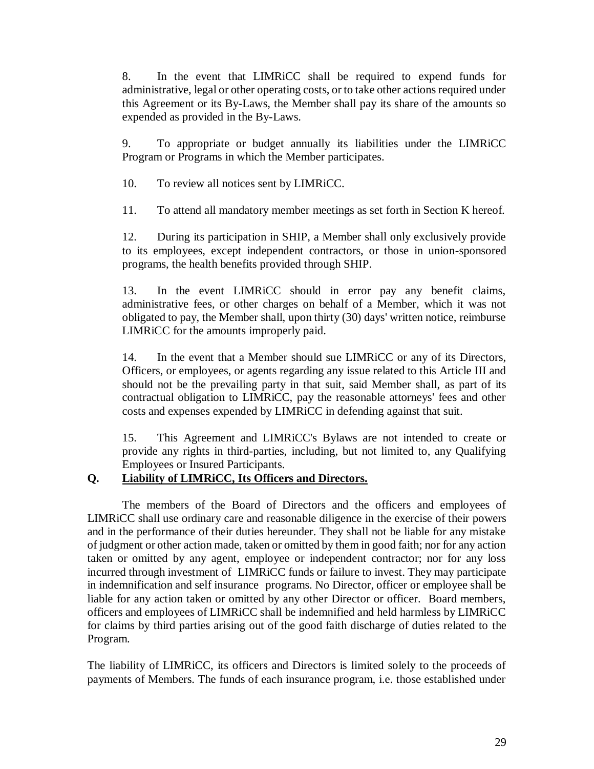8. In the event that LIMRiCC shall be required to expend funds for administrative, legal or other operating costs, or to take other actions required under this Agreement or its By-Laws, the Member shall pay its share of the amounts so expended as provided in the By-Laws.

9. To appropriate or budget annually its liabilities under the LIMRiCC Program or Programs in which the Member participates.

10. To review all notices sent by LIMRiCC.

11. To attend all mandatory member meetings as set forth in Section K hereof.

12. During its participation in SHIP, a Member shall only exclusively provide to its employees, except independent contractors, or those in union-sponsored programs, the health benefits provided through SHIP.

13. In the event LIMRiCC should in error pay any benefit claims, administrative fees, or other charges on behalf of a Member, which it was not obligated to pay, the Member shall, upon thirty (30) days' written notice, reimburse LIMRiCC for the amounts improperly paid.

14. In the event that a Member should sue LIMRiCC or any of its Directors, Officers, or employees, or agents regarding any issue related to this Article III and should not be the prevailing party in that suit, said Member shall, as part of its contractual obligation to LIMRiCC, pay the reasonable attorneys' fees and other costs and expenses expended by LIMRiCC in defending against that suit.

15. This Agreement and LIMRiCC's Bylaws are not intended to create or provide any rights in third-parties, including, but not limited to, any Qualifying Employees or Insured Participants.

**Q. <u>Liability of LIMRiCC, Its Officers and Directors.</u>**

The members of the Board of Directors and the officers and employees of LIMRiCC shall use ordinary care and reasonable diligence in the exercise of their powers and in the performance of their duties hereunder. They shall not be liable for any mistake of judgment or other action made, taken or omitted by them in good faith; nor for any action taken or omitted by any agent, employee or independent contractor; nor for any loss incurred through investment of LIMRiCC funds or failure to invest. They may participate in indemnification and self insurance programs. No Director, officer or employee shall be liable for any action taken or omitted by any other Director or officer. Board members, officers and employees of LIMRiCC shall be indemnified and held harmless by LIMRiCC for claims by third parties arising out of the good faith discharge of duties related to the Program.

The liability of LIMRiCC, its officers and Directors is limited solely to the proceeds of payments of Members. The funds of each insurance program, i.e. those established under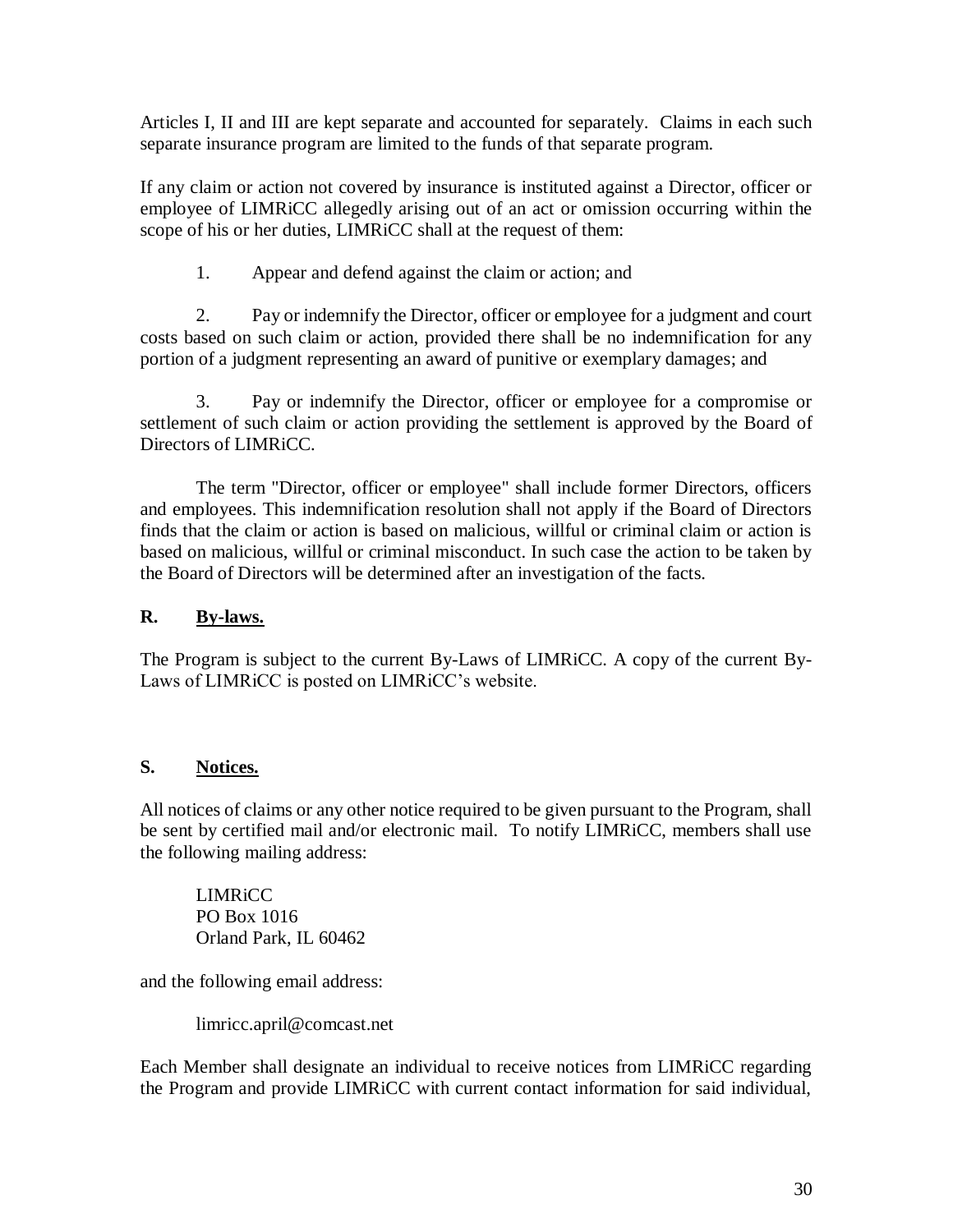Articles I, II and III are kept separate and accounted for separately. Claims in each such separate insurance program are limited to the funds of that separate program.

If any claim or action not covered by insurance is instituted against a Director, officer or employee of LIMRiCC allegedly arising out of an act or omission occurring within the scope of his or her duties, LIMRiCC shall at the request of them:

1. Appear and defend against the claim or action; and

2. Pay or indemnify the Director, officer or employee for a judgment and court costs based on such claim or action, provided there shall be no indemnification for any portion of a judgment representing an award of punitive or exemplary damages; and

3. Pay or indemnify the Director, officer or employee for a compromise or settlement of such claim or action providing the settlement is approved by the Board of Directors of LIMRiCC.

The term "Director, officer or employee" shall include former Directors, officers and employees. This indemnification resolution shall not apply if the Board of Directors finds that the claim or action is based on malicious, willful or criminal claim or action is based on malicious, willful or criminal misconduct. In such case the action to be taken by the Board of Directors will be determined after an investigation of the facts.

## R. By-laws.

The Program is subject to the current By-Laws of LIMRiCC. A copy of the current By-Laws of LIMRiCC is posted on LIMRiCC's website.

## S. Notices.

All notices of claims or any other notice required to be given pursuant to the Program, shall be sent by certified mail and/or electronic mail. To notify LIMRiCC, members shall use the following mailing address:

LIMRiCC  
PO Box 1016  
Orland Park, IL 60462

and the following email address:

limricc.april@comcast.net

Each Member shall designate an individual to receive notices from LIMRiCC regarding the Program and provide LIMRiCC with current contact information for said individual,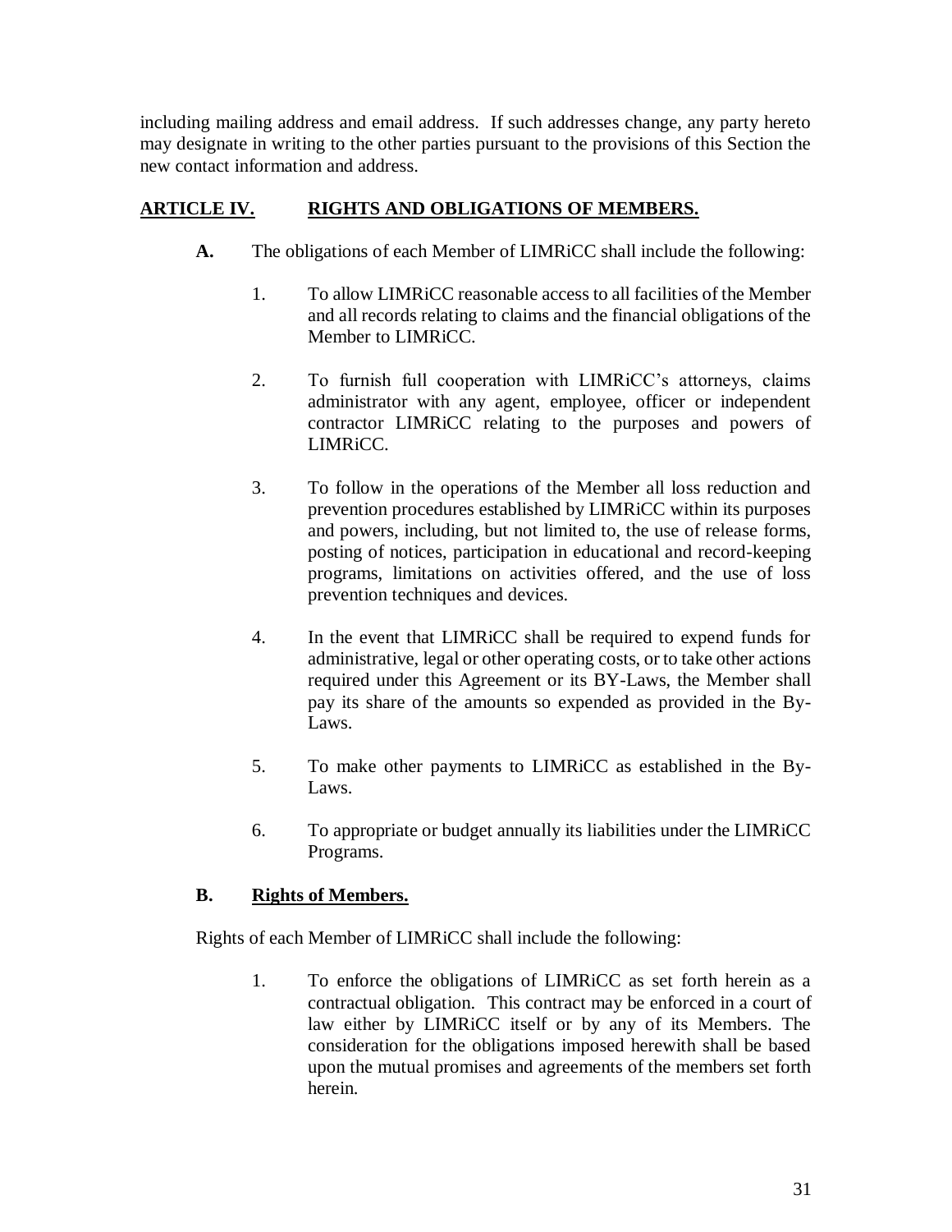including mailing address and email address. If such addresses change, any party hereto may designate in writing to the other parties pursuant to the provisions of this Section the new contact information and address.

## ARTICLE IV. RIGHTS AND OBLIGATIONS OF MEMBERS.

**A.** The obligations of each Member of LIMRiCC shall include the following:

1. To allow LIMRiCC reasonable access to all facilities of the Member and all records relating to claims and the financial obligations of the Member to LIMRiCC.

2. To furnish full cooperation with LIMRiCC's attorneys, claims administrator with any agent, employee, officer or independent contractor LIMRiCC relating to the purposes and powers of LIMRiCC.

3. To follow in the operations of the Member all loss reduction and prevention procedures established by LIMRiCC within its purposes and powers, including, but not limited to, the use of release forms, posting of notices, participation in educational and record-keeping programs, limitations on activities offered, and the use of loss prevention techniques and devices.

4. In the event that LIMRiCC shall be required to expend funds for administrative, legal or other operating costs, or to take other actions required under this Agreement or its BY-Laws, the Member shall pay its share of the amounts so expended as provided in the By-Laws.

5. To make other payments to LIMRiCC as established in the By-Laws.

6. To appropriate or budget annually its liabilities under the LIMRiCC Programs.

### B. Rights of Members.

Rights of each Member of LIMRiCC shall include the following:

1. To enforce the obligations of LIMRiCC as set forth herein as a contractual obligation. This contract may be enforced in a court of law either by LIMRiCC itself or by any of its Members. The consideration for the obligations imposed herewith shall be based upon the mutual promises and agreements of the members set forth herein.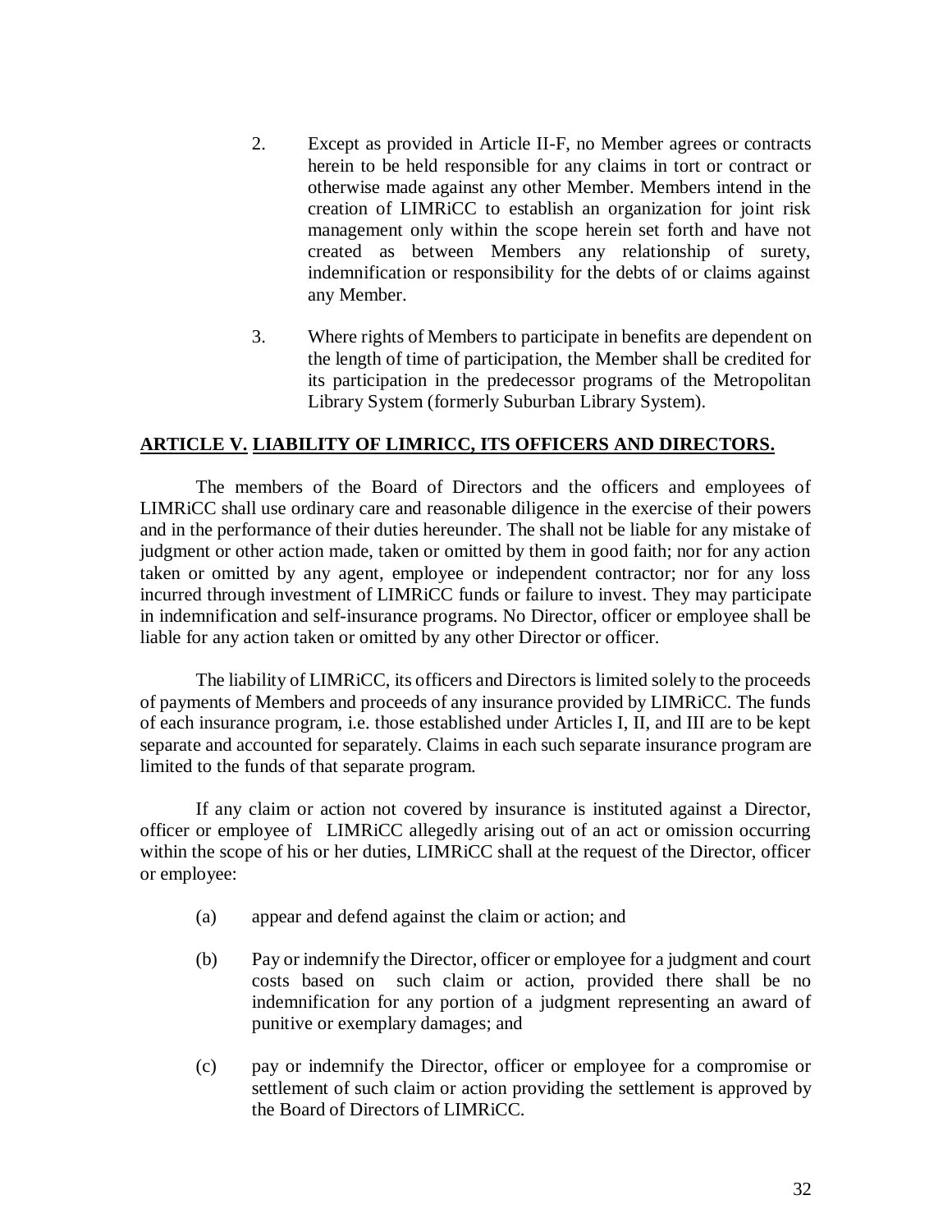2. Except as provided in Article II-F, no Member agrees or contracts herein to be held responsible for any claims in tort or contract or otherwise made against any other Member. Members intend in the creation of LIMRiCC to establish an organization for joint risk management only within the scope herein set forth and have not created as between Members any relationship of surety, indemnification or responsibility for the debts of or claims against any Member.

3. Where rights of Members to participate in benefits are dependent on the length of time of participation, the Member shall be credited for its participation in the predecessor programs of the Metropolitan Library System (formerly Suburban Library System).

## <u>ARTICLE V.</u> <u>LIABILITY OF LIMRICC, ITS OFFICERS AND DIRECTORS.</u>

The members of the Board of Directors and the officers and employees of LIMRiCC shall use ordinary care and reasonable diligence in the exercise of their powers and in the performance of their duties hereunder. The shall not be liable for any mistake of judgment or other action made, taken or omitted by them in good faith; nor for any action taken or omitted by any agent, employee or independent contractor; nor for any loss incurred through investment of LIMRiCC funds or failure to invest. They may participate in indemnification and self-insurance programs. No Director, officer or employee shall be liable for any action taken or omitted by any other Director or officer.

The liability of LIMRiCC, its officers and Directors is limited solely to the proceeds of payments of Members and proceeds of any insurance provided by LIMRiCC. The funds of each insurance program, i.e. those established under Articles I, II, and III are to be kept separate and accounted for separately. Claims in each such separate insurance program are limited to the funds of that separate program.

If any claim or action not covered by insurance is instituted against a Director, officer or employee of LIMRiCC allegedly arising out of an act or omission occurring within the scope of his or her duties, LIMRiCC shall at the request of the Director, officer or employee:

(a) appear and defend against the claim or action; and

(b) Pay or indemnify the Director, officer or employee for a judgment and court costs based on such claim or action, provided there shall be no indemnification for any portion of a judgment representing an award of punitive or exemplary damages; and

(c) pay or indemnify the Director, officer or employee for a compromise or settlement of such claim or action providing the settlement is approved by the Board of Directors of LIMRiCC.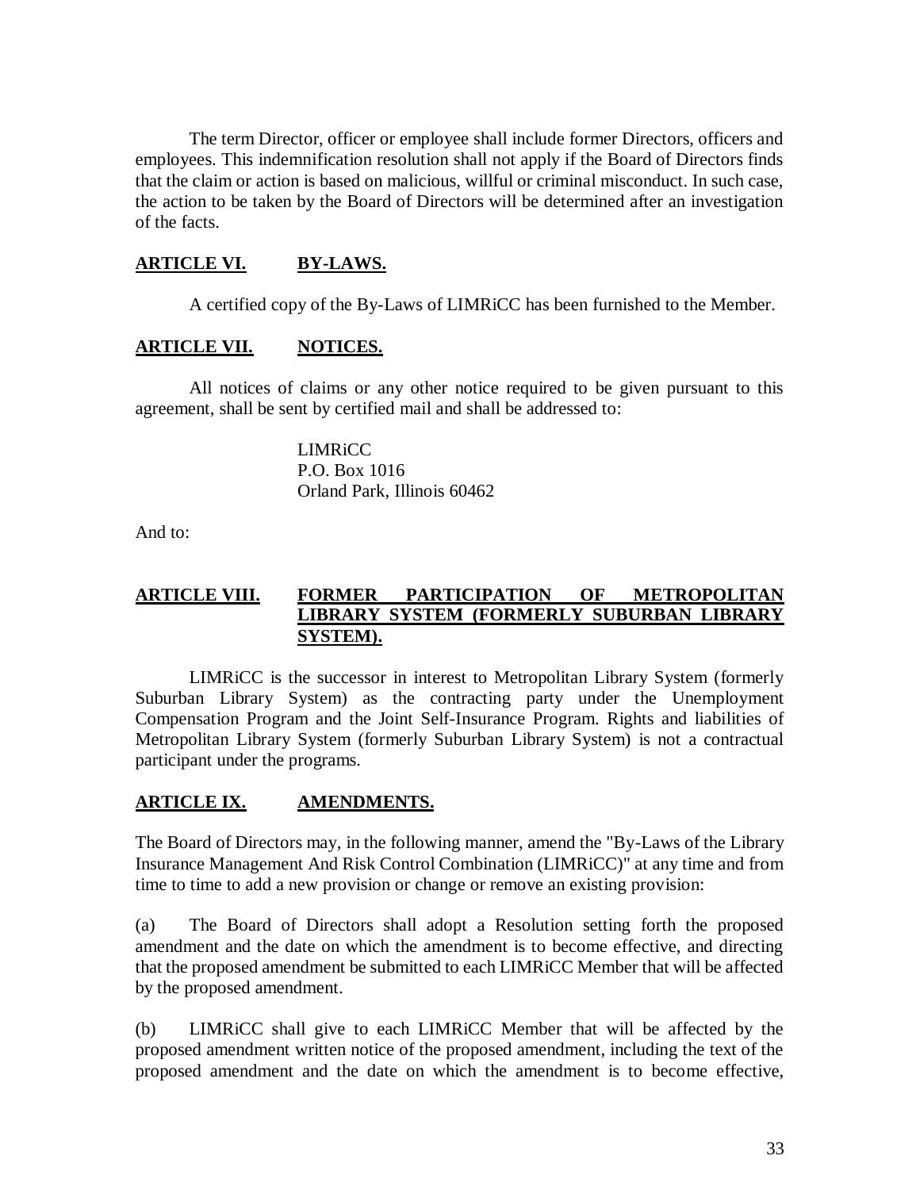The term Director, officer or employee shall include former Directors, officers and employees. This indemnification resolution shall not apply if the Board of Directors finds that the claim or action is based on malicious, willful or criminal misconduct. In such case, the action to be taken by the Board of Directors will be determined after an investigation of the facts.

## ARTICLE VI. BY-LAWS.

A certified copy of the By-Laws of LIMRiCC has been furnished to the Member.

## ARTICLE VII. NOTICES.

All notices of claims or any other notice required to be given pursuant to this agreement, shall be sent by certified mail and shall be addressed to:

LIMRiCC
P.O. Box 1016
Orland Park, Illinois 60462

And to:

## ARTICLE VIII. FORMER PARTICIPATION OF METROPOLITAN LIBRARY SYSTEM (FORMERLY SUBURBAN LIBRARY SYSTEM).

LIMRiCC is the successor in interest to Metropolitan Library System (formerly Suburban Library System) as the contracting party under the Unemployment Compensation Program and the Joint Self-Insurance Program. Rights and liabilities of Metropolitan Library System (formerly Suburban Library System) is not a contractual participant under the programs.

## ARTICLE IX. AMENDMENTS.

The Board of Directors may, in the following manner, amend the "By-Laws of the Library Insurance Management And Risk Control Combination (LIMRiCC)" at any time and from time to time to add a new provision or change or remove an existing provision:

(a) The Board of Directors shall adopt a Resolution setting forth the proposed amendment and the date on which the amendment is to become effective, and directing that the proposed amendment be submitted to each LIMRiCC Member that will be affected by the proposed amendment.

(b) LIMRiCC shall give to each LIMRiCC Member that will be affected by the proposed amendment written notice of the proposed amendment, including the text of the proposed amendment and the date on which the amendment is to become effective,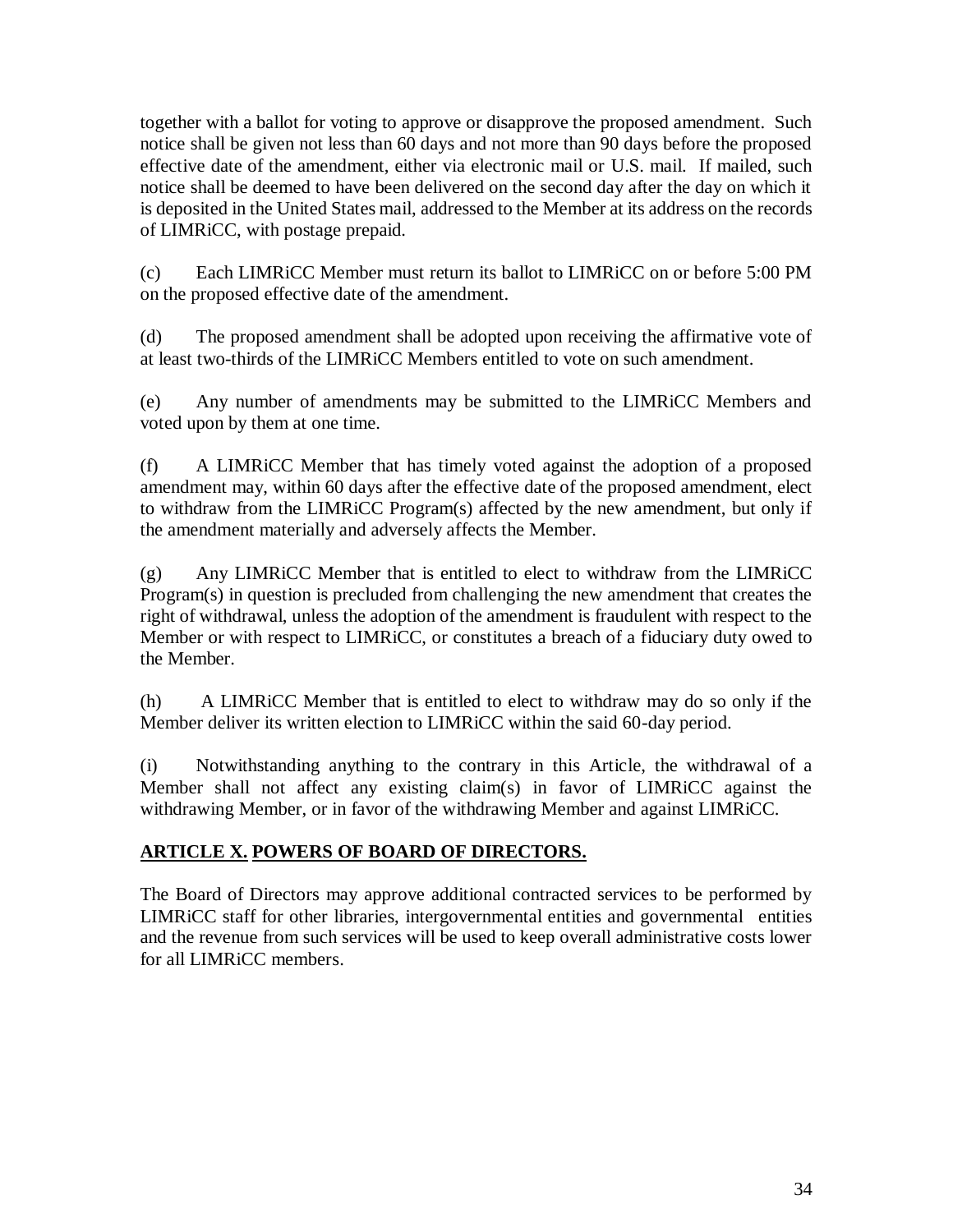together with a ballot for voting to approve or disapprove the proposed amendment. Such notice shall be given not less than 60 days and not more than 90 days before the proposed effective date of the amendment, either via electronic mail or U.S. mail. If mailed, such notice shall be deemed to have been delivered on the second day after the day on which it is deposited in the United States mail, addressed to the Member at its address on the records of LIMRiCC, with postage prepaid.

(c) Each LIMRiCC Member must return its ballot to LIMRiCC on or before 5:00 PM on the proposed effective date of the amendment.

(d) The proposed amendment shall be adopted upon receiving the affirmative vote of at least two-thirds of the LIMRiCC Members entitled to vote on such amendment.

(e) Any number of amendments may be submitted to the LIMRiCC Members and voted upon by them at one time.

(f) A LIMRiCC Member that has timely voted against the adoption of a proposed amendment may, within 60 days after the effective date of the proposed amendment, elect to withdraw from the LIMRiCC Program(s) affected by the new amendment, but only if the amendment materially and adversely affects the Member.

(g) Any LIMRiCC Member that is entitled to elect to withdraw from the LIMRiCC Program(s) in question is precluded from challenging the new amendment that creates the right of withdrawal, unless the adoption of the amendment is fraudulent with respect to the Member or with respect to LIMRiCC, or constitutes a breach of a fiduciary duty owed to the Member.

(h) A LIMRiCC Member that is entitled to elect to withdraw may do so only if the Member deliver its written election to LIMRiCC within the said 60-day period.

(i) Notwithstanding anything to the contrary in this Article, the withdrawal of a Member shall not affect any existing claim(s) in favor of LIMRiCC against the withdrawing Member, or in favor of the withdrawing Member and against LIMRiCC.

## ARTICLE X. POWERS OF BOARD OF DIRECTORS.

The Board of Directors may approve additional contracted services to be performed by LIMRiCC staff for other libraries, intergovernmental entities and governmental entities and the revenue from such services will be used to keep overall administrative costs lower for all LIMRiCC members.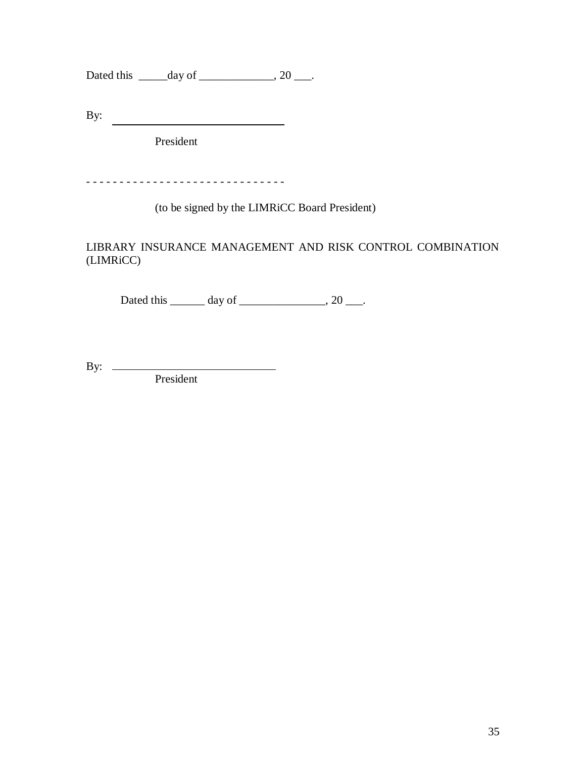Dated this _____day of _____________, 20 ___.

By: ______________________________

President

- - - - - - - - - - - - - - - - - - - - - - - - - - - - - -

(to be signed by the LIMRiCC Board President)

LIBRARY INSURANCE MANAGEMENT AND RISK CONTROL COMBINATION (LIMRiCC)

Dated this ______ day of _______________, 20 ___.

By: ______________________________

President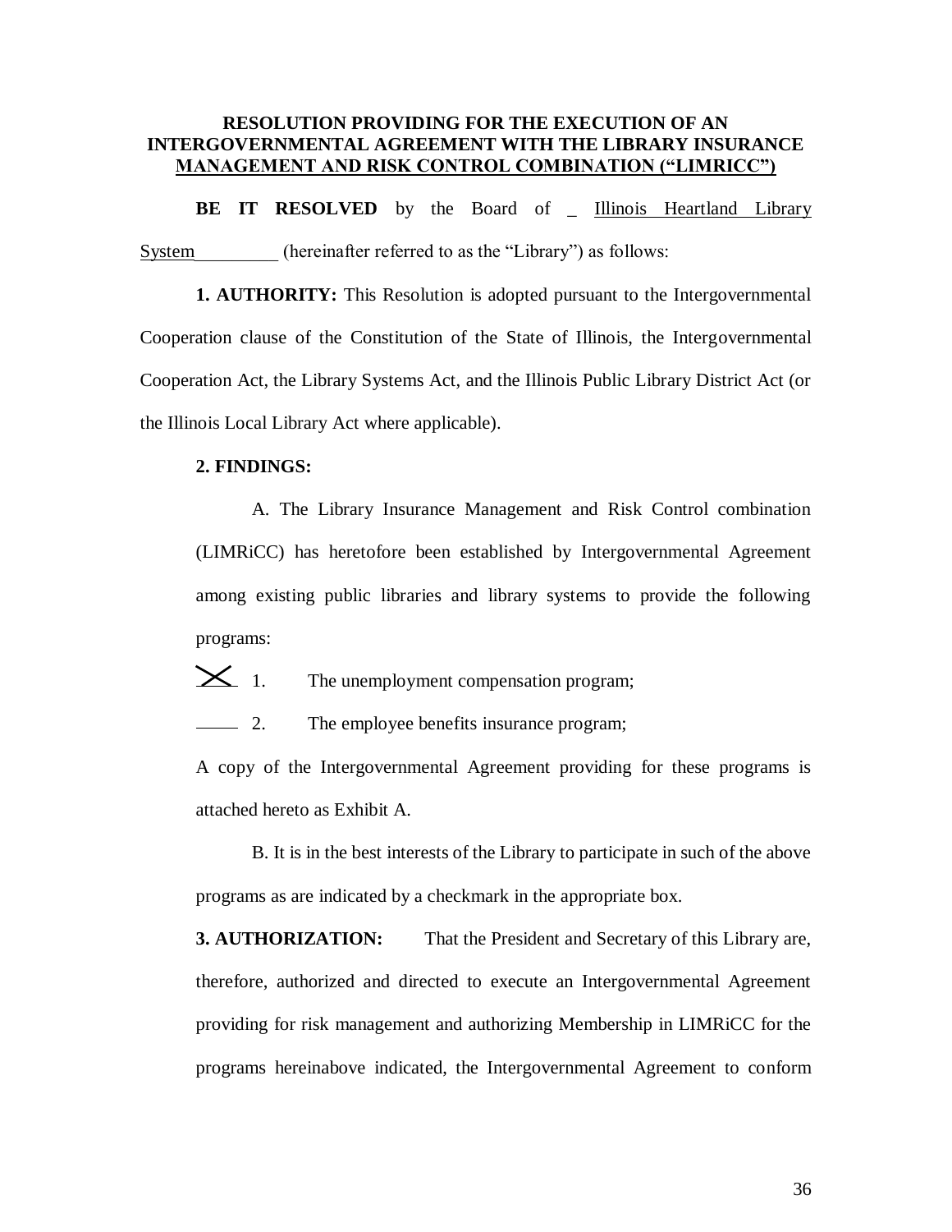**RESOLUTION PROVIDING FOR THE EXECUTION OF AN INTERGOVERNMENTAL AGREEMENT WITH THE LIBRARY INSURANCE MANAGEMENT AND RISK CONTROL COMBINATION ("LIMRICC")**

**BE IT RESOLVED** by the Board of _ Illinois Heartland Library System_________ (hereinafter referred to as the "Library") as follows:

**1. AUTHORITY:** This Resolution is adopted pursuant to the Intergovernmental Cooperation clause of the Constitution of the State of Illinois, the Intergovernmental Cooperation Act, the Library Systems Act, and the Illinois Public Library District Act (or the Illinois Local Library Act where applicable).

**2. FINDINGS:**

A. The Library Insurance Management and Risk Control combination (LIMRiCC) has heretofore been established by Intergovernmental Agreement among existing public libraries and library systems to provide the following programs:

X 1. The unemployment compensation program;

____ 2. The employee benefits insurance program;

A copy of the Intergovernmental Agreement providing for these programs is attached hereto as Exhibit A.

B. It is in the best interests of the Library to participate in such of the above programs as are indicated by a checkmark in the appropriate box.

**3. AUTHORIZATION:** That the President and Secretary of this Library are, therefore, authorized and directed to execute an Intergovernmental Agreement providing for risk management and authorizing Membership in LIMRiCC for the programs hereinabove indicated, the Intergovernmental Agreement to conform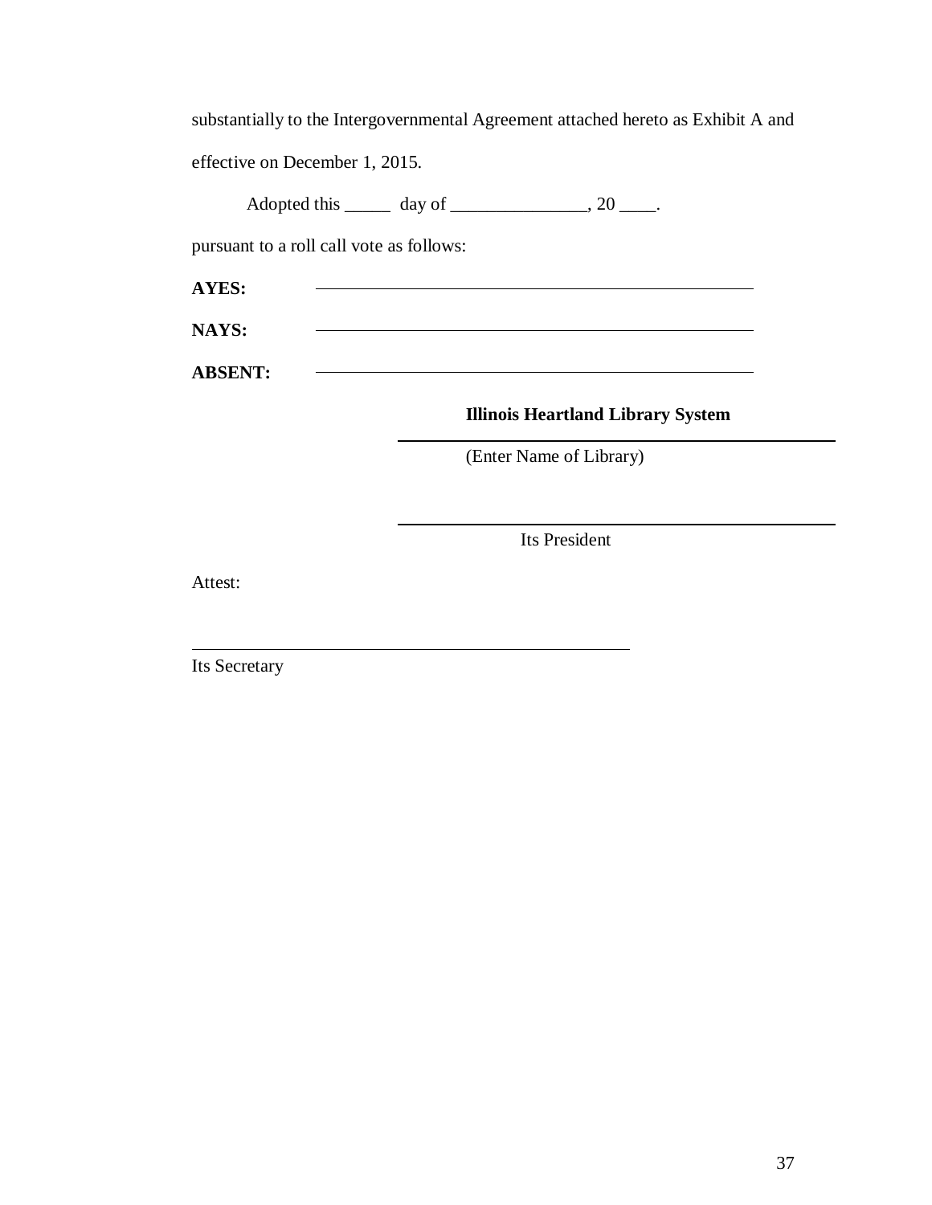substantially to the Intergovernmental Agreement attached hereto as Exhibit A and effective on December 1, 2015.

Adopted this _____ day of _______________, 20 ____.

pursuant to a roll call vote as follows:

**AYES:** ______________________________________________

**NAYS:** ______________________________________________

**ABSENT:** ______________________________________________

**Illinois Heartland Library System**

______________________________________________
(Enter Name of Library)

______________________________________________
Its President

Attest:

______________________________________________
Its Secretary